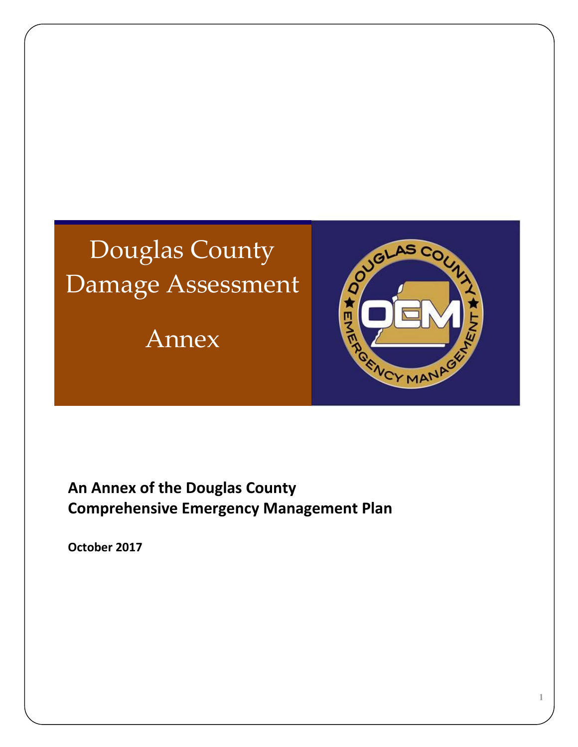# Douglas County Damage Assessment Annex

**An Annex of the Douglas County Comprehensive Emergency Management Plan**

**October 2017**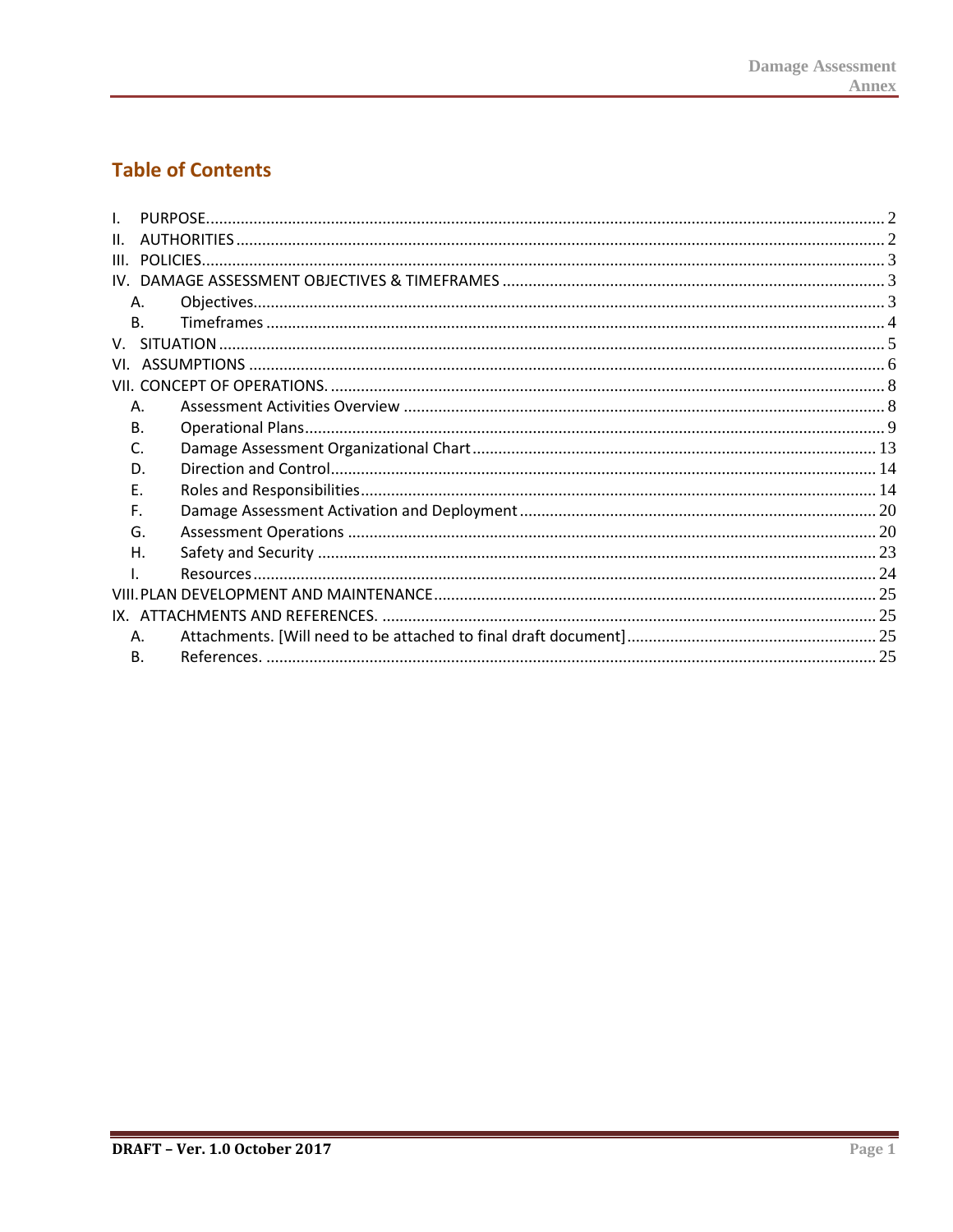## Table of Contents

I. PURPOSE........................................................................................................................... 2
II. AUTHORITIES .................................................................................................................. 2
III. POLICIES........................................................................................................................ 3
IV. DAMAGE ASSESSMENT OBJECTIVES & TIMEFRAMES ........................................................ 3
- A. Objectives................................................................................................................. 3
- B. Timeframes .............................................................................................................. 4

V. SITUATION ...................................................................................................................... 5
VI. ASSUMPTIONS ............................................................................................................... 6
VII. CONCEPT OF OPERATIONS. ............................................................................................ 8
- A. Assessment Activities Overview ................................................................................ 8
- B. Operational Plans..................................................................................................... 9
- C. Damage Assessment Organizational Chart ............................................................... 13
- D. Direction and Control............................................................................................... 14
- E. Roles and Responsibilities......................................................................................... 14
- F. Damage Assessment Activation and Deployment ..................................................... 20
- G. Assessment Operations ............................................................................................ 20
- H. Safety and Security .................................................................................................. 23
- I. Resources ................................................................................................................. 24

VIII. PLAN DEVELOPMENT AND MAINTENANCE ..................................................................... 25
IX. ATTACHMENTS AND REFERENCES. .................................................................................. 25
- A. Attachments. [Will need to be attached to final draft document] ............................... 25
- B. References. .............................................................................................................. 25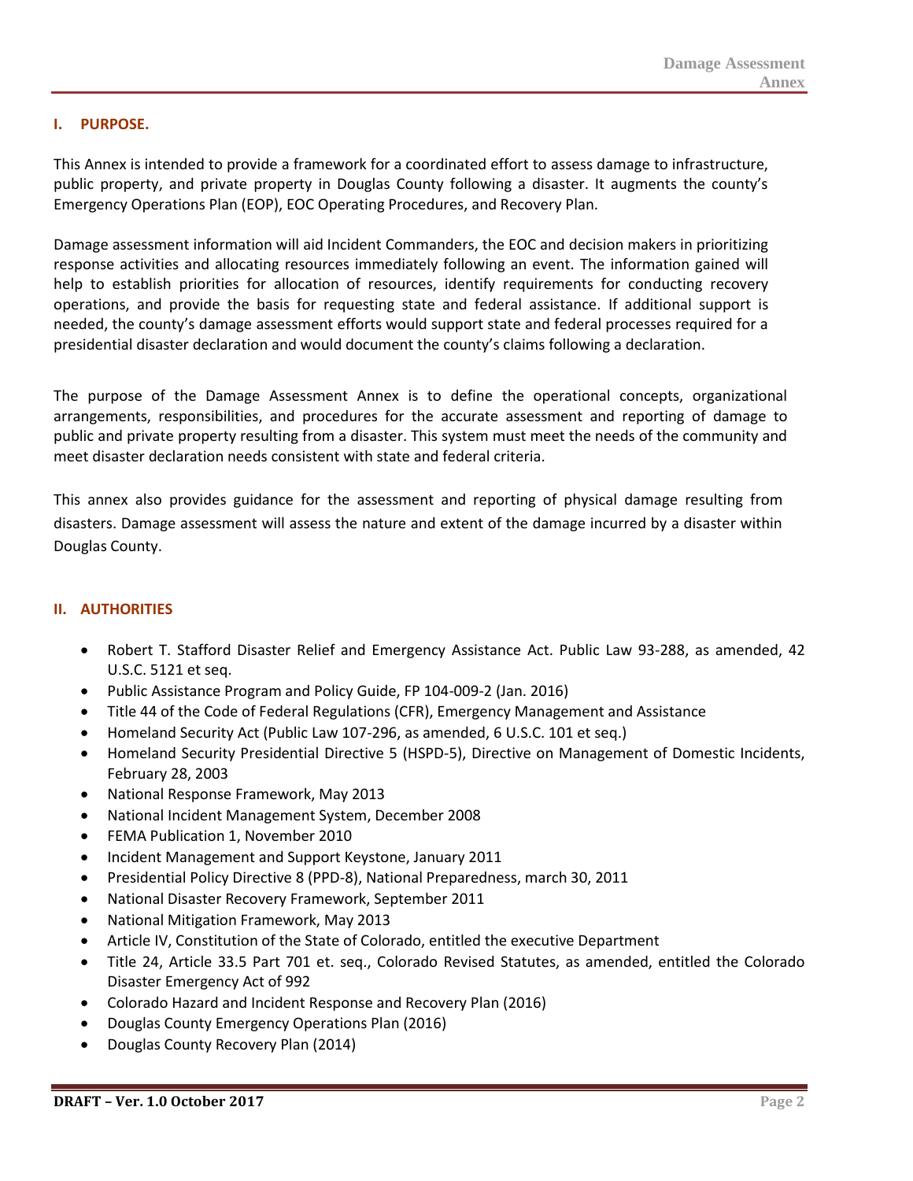## I. PURPOSE.

This Annex is intended to provide a framework for a coordinated effort to assess damage to infrastructure, public property, and private property in Douglas County following a disaster. It augments the county's Emergency Operations Plan (EOP), EOC Operating Procedures, and Recovery Plan.

Damage assessment information will aid Incident Commanders, the EOC and decision makers in prioritizing response activities and allocating resources immediately following an event. The information gained will help to establish priorities for allocation of resources, identify requirements for conducting recovery operations, and provide the basis for requesting state and federal assistance. If additional support is needed, the county's damage assessment efforts would support state and federal processes required for a presidential disaster declaration and would document the county's claims following a declaration.

The purpose of the Damage Assessment Annex is to define the operational concepts, organizational arrangements, responsibilities, and procedures for the accurate assessment and reporting of damage to public and private property resulting from a disaster. This system must meet the needs of the community and meet disaster declaration needs consistent with state and federal criteria.

This annex also provides guidance for the assessment and reporting of physical damage resulting from disasters. Damage assessment will assess the nature and extent of the damage incurred by a disaster within Douglas County.

## II. AUTHORITIES

- Robert T. Stafford Disaster Relief and Emergency Assistance Act. Public Law 93-288, as amended, 42 U.S.C. 5121 et seq.
- Public Assistance Program and Policy Guide, FP 104-009-2 (Jan. 2016)
- Title 44 of the Code of Federal Regulations (CFR), Emergency Management and Assistance
- Homeland Security Act (Public Law 107-296, as amended, 6 U.S.C. 101 et seq.)
- Homeland Security Presidential Directive 5 (HSPD-5), Directive on Management of Domestic Incidents, February 28, 2003
- National Response Framework, May 2013
- National Incident Management System, December 2008
- FEMA Publication 1, November 2010
- Incident Management and Support Keystone, January 2011
- Presidential Policy Directive 8 (PPD-8), National Preparedness, march 30, 2011
- National Disaster Recovery Framework, September 2011
- National Mitigation Framework, May 2013
- Article IV, Constitution of the State of Colorado, entitled the executive Department
- Title 24, Article 33.5 Part 701 et. seq., Colorado Revised Statutes, as amended, entitled the Colorado Disaster Emergency Act of 992
- Colorado Hazard and Incident Response and Recovery Plan (2016)
- Douglas County Emergency Operations Plan (2016)
- Douglas County Recovery Plan (2014)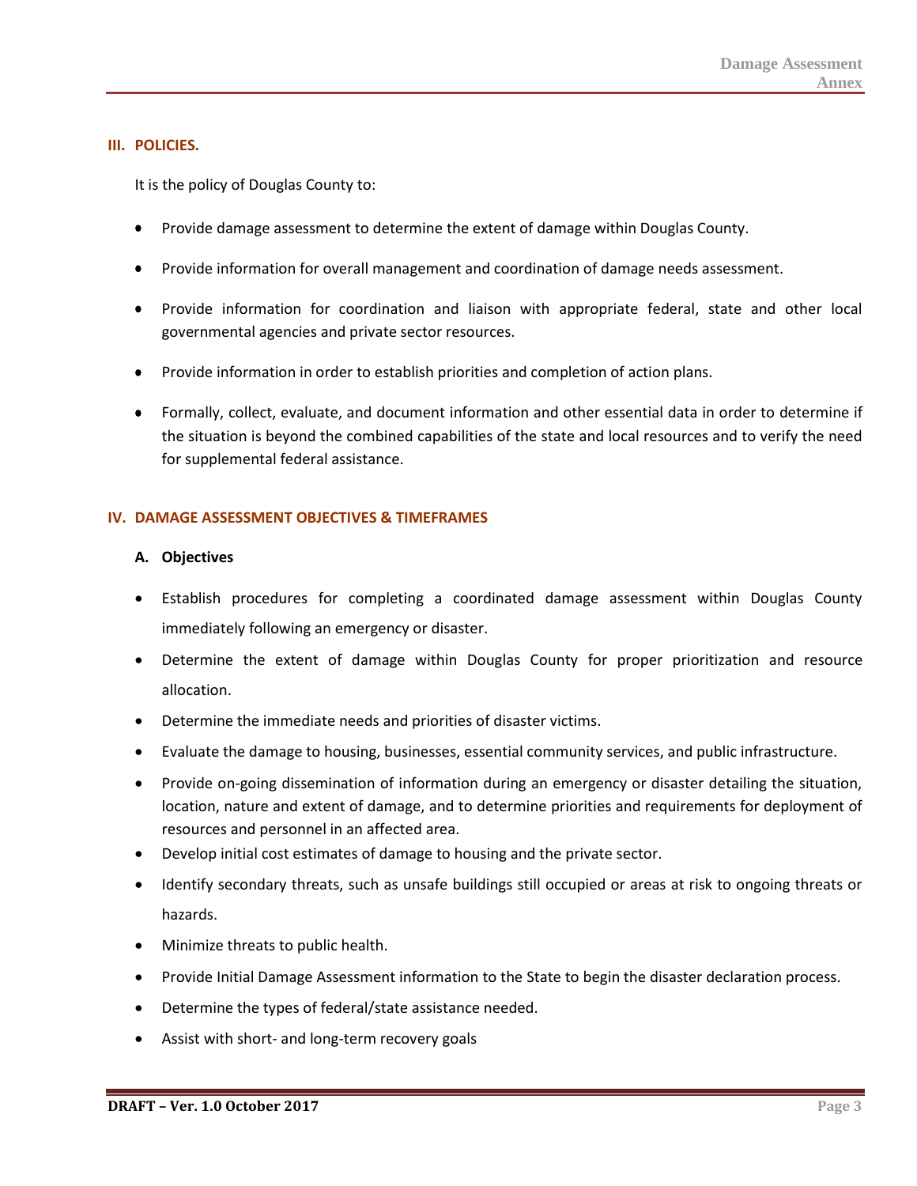## III. POLICIES.

It is the policy of Douglas County to:

- Provide damage assessment to determine the extent of damage within Douglas County.
- Provide information for overall management and coordination of damage needs assessment.
- Provide information for coordination and liaison with appropriate federal, state and other local governmental agencies and private sector resources.
- Provide information in order to establish priorities and completion of action plans.
- Formally, collect, evaluate, and document information and other essential data in order to determine if the situation is beyond the combined capabilities of the state and local resources and to verify the need for supplemental federal assistance.

## IV. DAMAGE ASSESSMENT OBJECTIVES & TIMEFRAMES

### A. Objectives

- Establish procedures for completing a coordinated damage assessment within Douglas County immediately following an emergency or disaster.
- Determine the extent of damage within Douglas County for proper prioritization and resource allocation.
- Determine the immediate needs and priorities of disaster victims.
- Evaluate the damage to housing, businesses, essential community services, and public infrastructure.
- Provide on-going dissemination of information during an emergency or disaster detailing the situation, location, nature and extent of damage, and to determine priorities and requirements for deployment of resources and personnel in an affected area.
- Develop initial cost estimates of damage to housing and the private sector.
- Identify secondary threats, such as unsafe buildings still occupied or areas at risk to ongoing threats or hazards.
- Minimize threats to public health.
- Provide Initial Damage Assessment information to the State to begin the disaster declaration process.
- Determine the types of federal/state assistance needed.
- Assist with short- and long-term recovery goals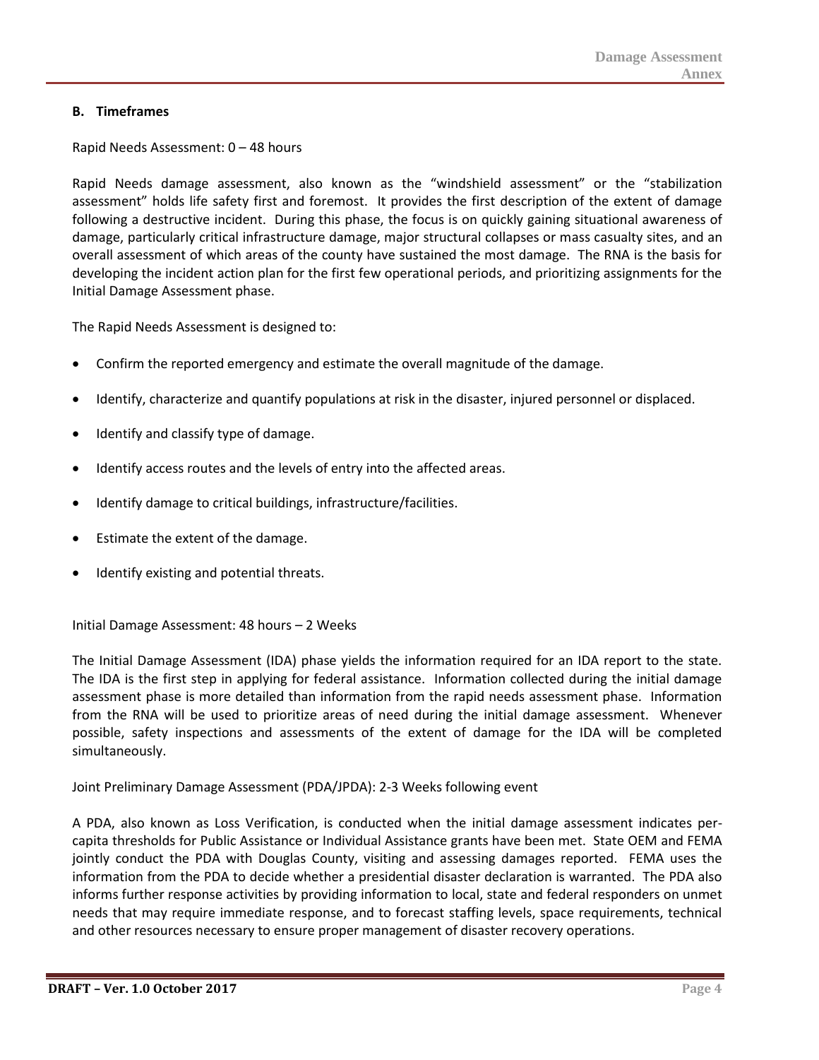### B. Timeframes

Rapid Needs Assessment: 0 – 48 hours

Rapid Needs damage assessment, also known as the "windshield assessment" or the "stabilization assessment" holds life safety first and foremost. It provides the first description of the extent of damage following a destructive incident. During this phase, the focus is on quickly gaining situational awareness of damage, particularly critical infrastructure damage, major structural collapses or mass casualty sites, and an overall assessment of which areas of the county have sustained the most damage. The RNA is the basis for developing the incident action plan for the first few operational periods, and prioritizing assignments for the Initial Damage Assessment phase.

The Rapid Needs Assessment is designed to:

- Confirm the reported emergency and estimate the overall magnitude of the damage.
- Identify, characterize and quantify populations at risk in the disaster, injured personnel or displaced.
- Identify and classify type of damage.
- Identify access routes and the levels of entry into the affected areas.
- Identify damage to critical buildings, infrastructure/facilities.
- Estimate the extent of the damage.
- Identify existing and potential threats.

Initial Damage Assessment: 48 hours – 2 Weeks

The Initial Damage Assessment (IDA) phase yields the information required for an IDA report to the state. The IDA is the first step in applying for federal assistance. Information collected during the initial damage assessment phase is more detailed than information from the rapid needs assessment phase. Information from the RNA will be used to prioritize areas of need during the initial damage assessment. Whenever possible, safety inspections and assessments of the extent of damage for the IDA will be completed simultaneously.

Joint Preliminary Damage Assessment (PDA/JPDA): 2-3 Weeks following event

A PDA, also known as Loss Verification, is conducted when the initial damage assessment indicates per-capita thresholds for Public Assistance or Individual Assistance grants have been met. State OEM and FEMA jointly conduct the PDA with Douglas County, visiting and assessing damages reported. FEMA uses the information from the PDA to decide whether a presidential disaster declaration is warranted. The PDA also informs further response activities by providing information to local, state and federal responders on unmet needs that may require immediate response, and to forecast staffing levels, space requirements, technical and other resources necessary to ensure proper management of disaster recovery operations.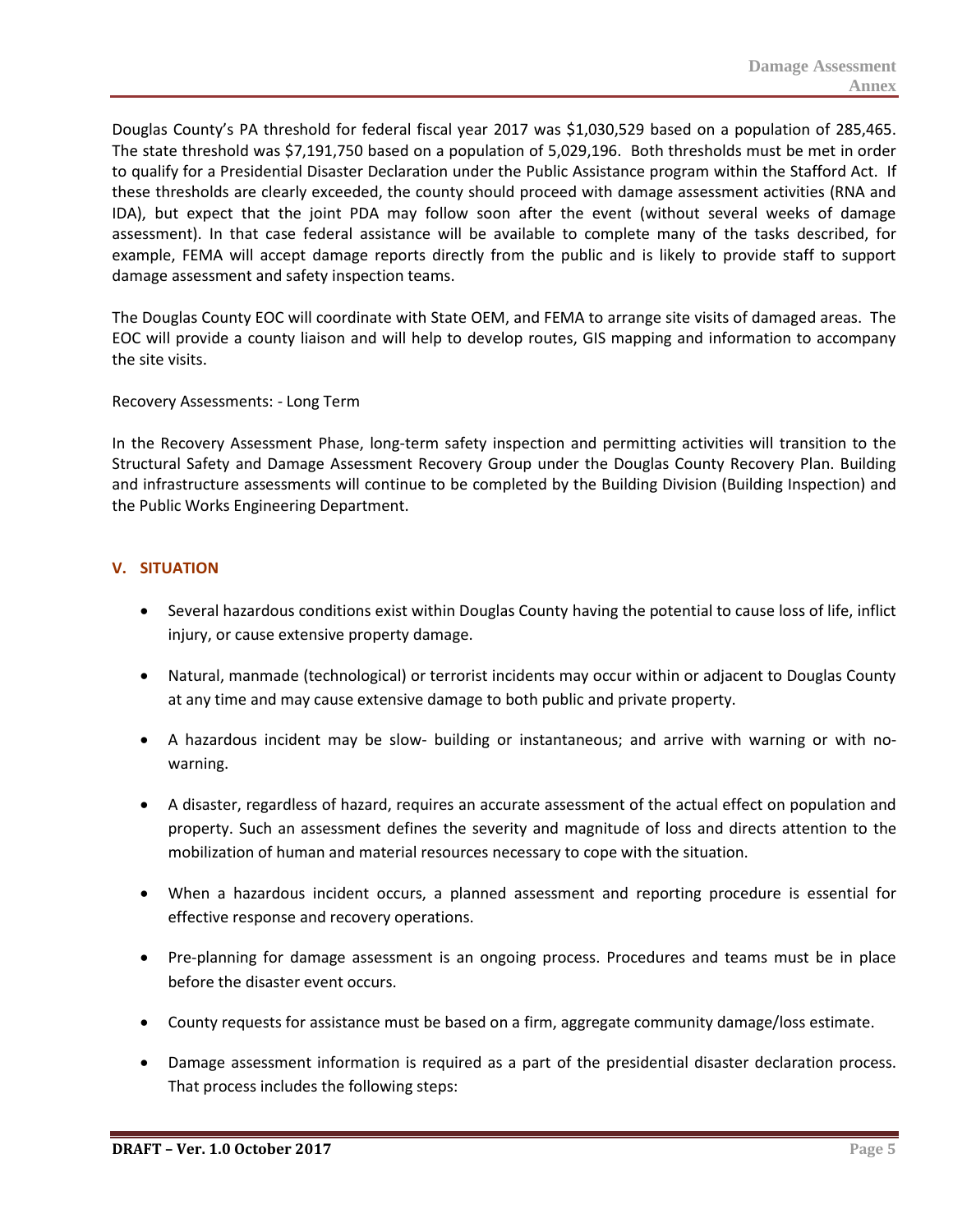Douglas County's PA threshold for federal fiscal year 2017 was $1,030,529 based on a population of 285,465. The state threshold was $7,191,750 based on a population of 5,029,196. Both thresholds must be met in order to qualify for a Presidential Disaster Declaration under the Public Assistance program within the Stafford Act. If these thresholds are clearly exceeded, the county should proceed with damage assessment activities (RNA and IDA), but expect that the joint PDA may follow soon after the event (without several weeks of damage assessment). In that case federal assistance will be available to complete many of the tasks described, for example, FEMA will accept damage reports directly from the public and is likely to provide staff to support damage assessment and safety inspection teams.

The Douglas County EOC will coordinate with State OEM, and FEMA to arrange site visits of damaged areas. The EOC will provide a county liaison and will help to develop routes, GIS mapping and information to accompany the site visits.

Recovery Assessments: - Long Term

In the Recovery Assessment Phase, long-term safety inspection and permitting activities will transition to the Structural Safety and Damage Assessment Recovery Group under the Douglas County Recovery Plan. Building and infrastructure assessments will continue to be completed by the Building Division (Building Inspection) and the Public Works Engineering Department.

## V. SITUATION

- Several hazardous conditions exist within Douglas County having the potential to cause loss of life, inflict injury, or cause extensive property damage.
- Natural, manmade (technological) or terrorist incidents may occur within or adjacent to Douglas County at any time and may cause extensive damage to both public and private property.
- A hazardous incident may be slow- building or instantaneous; and arrive with warning or with no-warning.
- A disaster, regardless of hazard, requires an accurate assessment of the actual effect on population and property. Such an assessment defines the severity and magnitude of loss and directs attention to the mobilization of human and material resources necessary to cope with the situation.
- When a hazardous incident occurs, a planned assessment and reporting procedure is essential for effective response and recovery operations.
- Pre-planning for damage assessment is an ongoing process. Procedures and teams must be in place before the disaster event occurs.
- County requests for assistance must be based on a firm, aggregate community damage/loss estimate.
- Damage assessment information is required as a part of the presidential disaster declaration process. That process includes the following steps: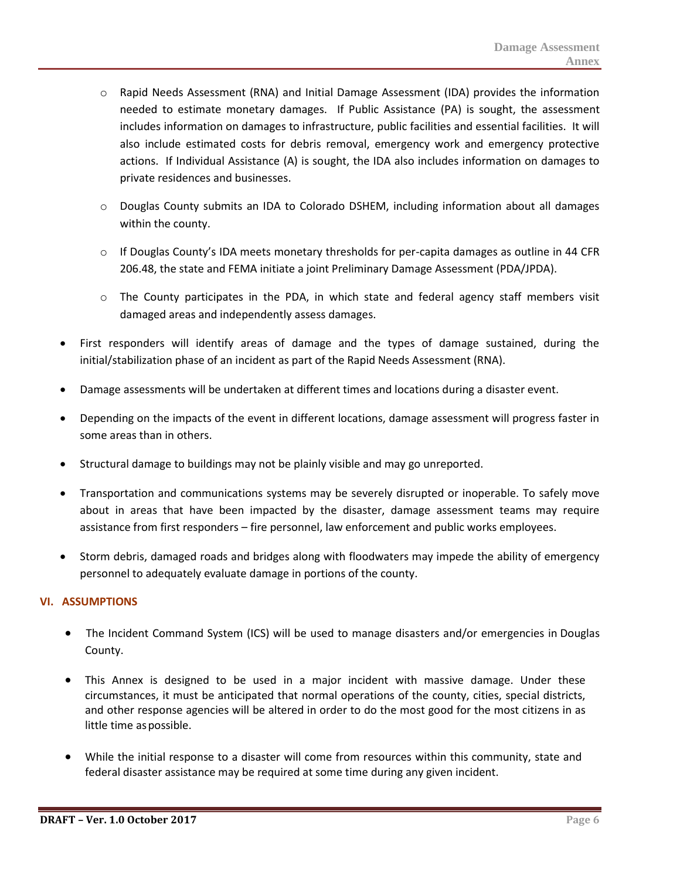- Rapid Needs Assessment (RNA) and Initial Damage Assessment (IDA) provides the information needed to estimate monetary damages. If Public Assistance (PA) is sought, the assessment includes information on damages to infrastructure, public facilities and essential facilities. It will also include estimated costs for debris removal, emergency work and emergency protective actions. If Individual Assistance (A) is sought, the IDA also includes information on damages to private residences and businesses.

  - Douglas County submits an IDA to Colorado DSHEM, including information about all damages within the county.

  - If Douglas County's IDA meets monetary thresholds for per-capita damages as outline in 44 CFR 206.48, the state and FEMA initiate a joint Preliminary Damage Assessment (PDA/JPDA).

  - The County participates in the PDA, in which state and federal agency staff members visit damaged areas and independently assess damages.

- First responders will identify areas of damage and the types of damage sustained, during the initial/stabilization phase of an incident as part of the Rapid Needs Assessment (RNA).

- Damage assessments will be undertaken at different times and locations during a disaster event.

- Depending on the impacts of the event in different locations, damage assessment will progress faster in some areas than in others.

- Structural damage to buildings may not be plainly visible and may go unreported.

- Transportation and communications systems may be severely disrupted or inoperable. To safely move about in areas that have been impacted by the disaster, damage assessment teams may require assistance from first responders – fire personnel, law enforcement and public works employees.

- Storm debris, damaged roads and bridges along with floodwaters may impede the ability of emergency personnel to adequately evaluate damage in portions of the county.

## VI. ASSUMPTIONS

- The Incident Command System (ICS) will be used to manage disasters and/or emergencies in Douglas County.

- This Annex is designed to be used in a major incident with massive damage. Under these circumstances, it must be anticipated that normal operations of the county, cities, special districts, and other response agencies will be altered in order to do the most good for the most citizens in as little time as possible.

- While the initial response to a disaster will come from resources within this community, state and federal disaster assistance may be required at some time during any given incident.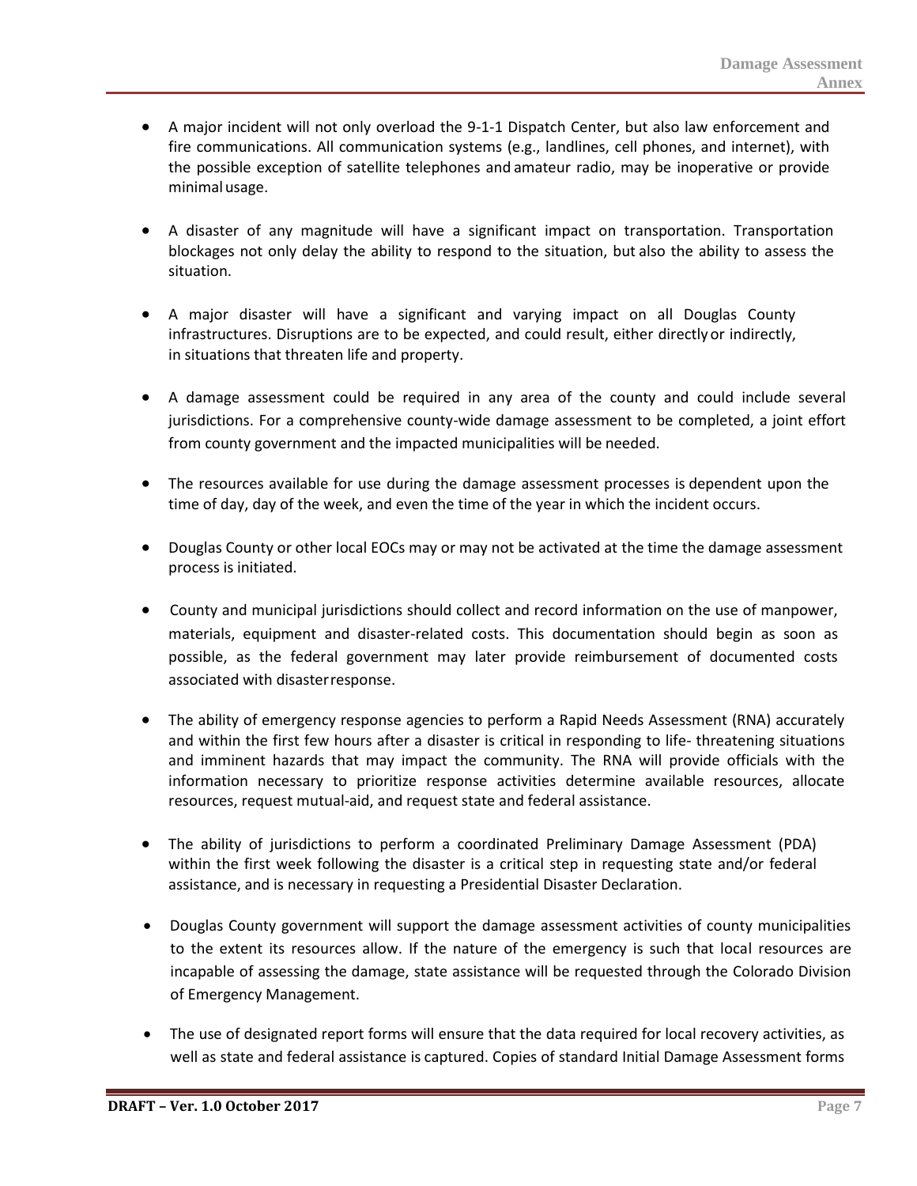- A major incident will not only overload the 9-1-1 Dispatch Center, but also law enforcement and fire communications. All communication systems (e.g., landlines, cell phones, and internet), with the possible exception of satellite telephones and amateur radio, may be inoperative or provide minimal usage.

- A disaster of any magnitude will have a significant impact on transportation. Transportation blockages not only delay the ability to respond to the situation, but also the ability to assess the situation.

- A major disaster will have a significant and varying impact on all Douglas County infrastructures. Disruptions are to be expected, and could result, either directly or indirectly, in situations that threaten life and property.

- A damage assessment could be required in any area of the county and could include several jurisdictions. For a comprehensive county-wide damage assessment to be completed, a joint effort from county government and the impacted municipalities will be needed.

- The resources available for use during the damage assessment processes is dependent upon the time of day, day of the week, and even the time of the year in which the incident occurs.

- Douglas County or other local EOCs may or may not be activated at the time the damage assessment process is initiated.

- County and municipal jurisdictions should collect and record information on the use of manpower, materials, equipment and disaster-related costs. This documentation should begin as soon as possible, as the federal government may later provide reimbursement of documented costs associated with disaster response.

- The ability of emergency response agencies to perform a Rapid Needs Assessment (RNA) accurately and within the first few hours after a disaster is critical in responding to life- threatening situations and imminent hazards that may impact the community. The RNA will provide officials with the information necessary to prioritize response activities determine available resources, allocate resources, request mutual-aid, and request state and federal assistance.

- The ability of jurisdictions to perform a coordinated Preliminary Damage Assessment (PDA) within the first week following the disaster is a critical step in requesting state and/or federal assistance, and is necessary in requesting a Presidential Disaster Declaration.

- Douglas County government will support the damage assessment activities of county municipalities to the extent its resources allow. If the nature of the emergency is such that local resources are incapable of assessing the damage, state assistance will be requested through the Colorado Division of Emergency Management.

- The use of designated report forms will ensure that the data required for local recovery activities, as well as state and federal assistance is captured. Copies of standard Initial Damage Assessment forms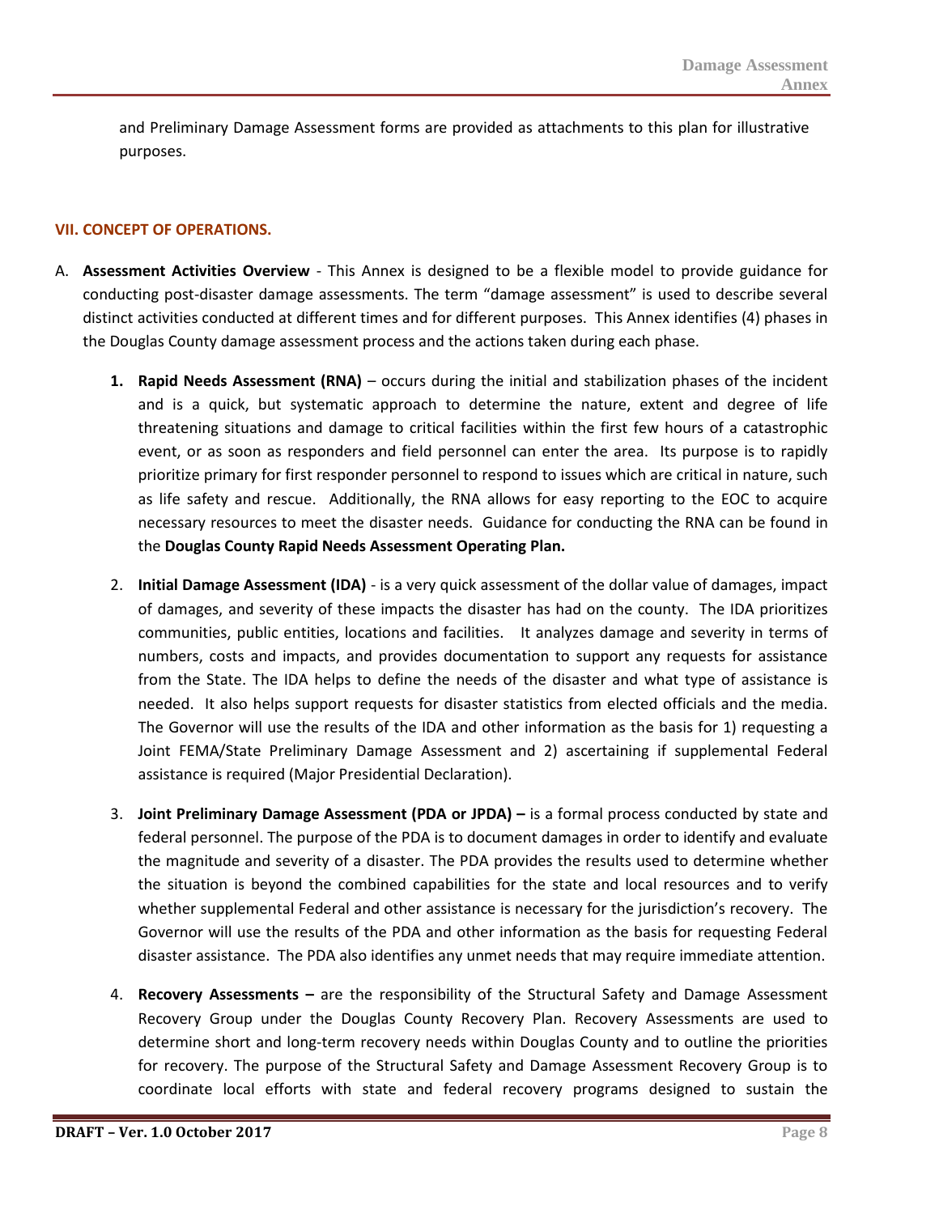and Preliminary Damage Assessment forms are provided as attachments to this plan for illustrative purposes.

## VII. CONCEPT OF OPERATIONS.

A. **Assessment Activities Overview** - This Annex is designed to be a flexible model to provide guidance for conducting post-disaster damage assessments. The term "damage assessment" is used to describe several distinct activities conducted at different times and for different purposes. This Annex identifies (4) phases in the Douglas County damage assessment process and the actions taken during each phase.

1. **Rapid Needs Assessment (RNA)** – occurs during the initial and stabilization phases of the incident and is a quick, but systematic approach to determine the nature, extent and degree of life threatening situations and damage to critical facilities within the first few hours of a catastrophic event, or as soon as responders and field personnel can enter the area. Its purpose is to rapidly prioritize primary for first responder personnel to respond to issues which are critical in nature, such as life safety and rescue. Additionally, the RNA allows for easy reporting to the EOC to acquire necessary resources to meet the disaster needs. Guidance for conducting the RNA can be found in the **Douglas County Rapid Needs Assessment Operating Plan.**

2. **Initial Damage Assessment (IDA)** - is a very quick assessment of the dollar value of damages, impact of damages, and severity of these impacts the disaster has had on the county. The IDA prioritizes communities, public entities, locations and facilities. It analyzes damage and severity in terms of numbers, costs and impacts, and provides documentation to support any requests for assistance from the State. The IDA helps to define the needs of the disaster and what type of assistance is needed. It also helps support requests for disaster statistics from elected officials and the media. The Governor will use the results of the IDA and other information as the basis for 1) requesting a Joint FEMA/State Preliminary Damage Assessment and 2) ascertaining if supplemental Federal assistance is required (Major Presidential Declaration).

3. **Joint Preliminary Damage Assessment (PDA or JPDA) –** is a formal process conducted by state and federal personnel. The purpose of the PDA is to document damages in order to identify and evaluate the magnitude and severity of a disaster. The PDA provides the results used to determine whether the situation is beyond the combined capabilities for the state and local resources and to verify whether supplemental Federal and other assistance is necessary for the jurisdiction's recovery. The Governor will use the results of the PDA and other information as the basis for requesting Federal disaster assistance. The PDA also identifies any unmet needs that may require immediate attention.

4. **Recovery Assessments –** are the responsibility of the Structural Safety and Damage Assessment Recovery Group under the Douglas County Recovery Plan. Recovery Assessments are used to determine short and long-term recovery needs within Douglas County and to outline the priorities for recovery. The purpose of the Structural Safety and Damage Assessment Recovery Group is to coordinate local efforts with state and federal recovery programs designed to sustain the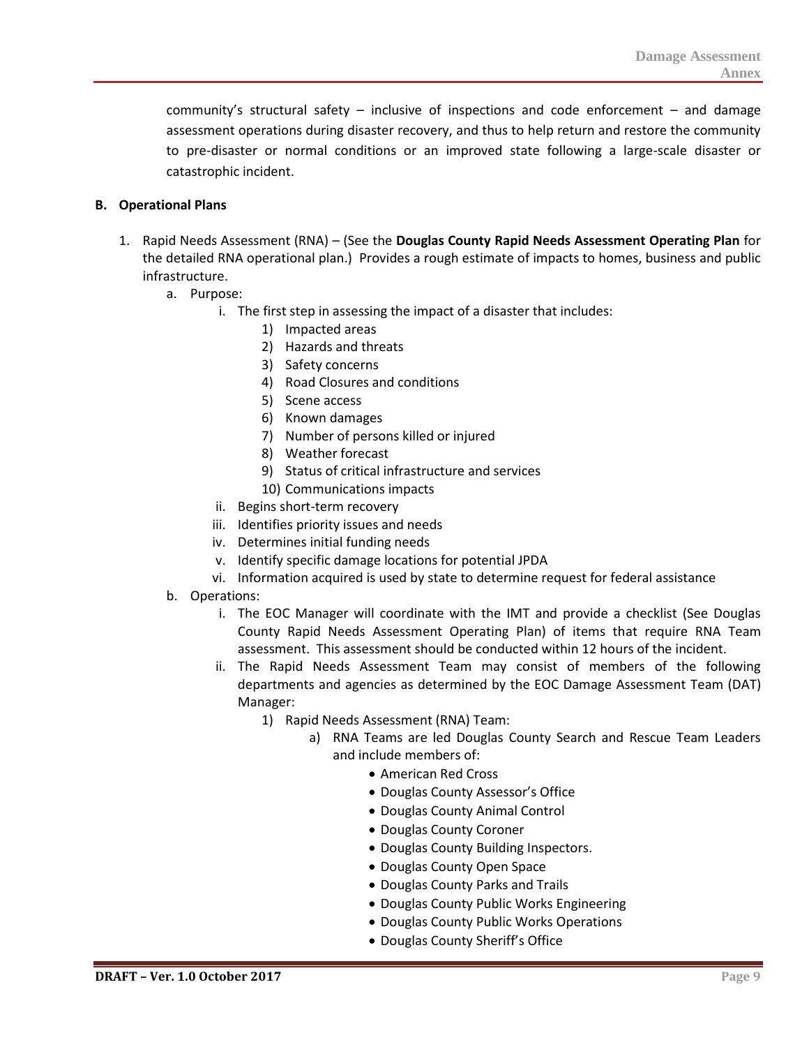community's structural safety – inclusive of inspections and code enforcement – and damage assessment operations during disaster recovery, and thus to help return and restore the community to pre-disaster or normal conditions or an improved state following a large-scale disaster or catastrophic incident.

**B. Operational Plans**

1. Rapid Needs Assessment (RNA) – (See the **Douglas County Rapid Needs Assessment Operating Plan** for the detailed RNA operational plan.) Provides a rough estimate of impacts to homes, business and public infrastructure.
   a. Purpose:
      i. The first step in assessing the impact of a disaster that includes:
         1) Impacted areas
         2) Hazards and threats
         3) Safety concerns
         4) Road Closures and conditions
         5) Scene access
         6) Known damages
         7) Number of persons killed or injured
         8) Weather forecast
         9) Status of critical infrastructure and services
         10) Communications impacts
      ii. Begins short-term recovery
      iii. Identifies priority issues and needs
      iv. Determines initial funding needs
      v. Identify specific damage locations for potential JPDA
      vi. Information acquired is used by state to determine request for federal assistance
   b. Operations:
      i. The EOC Manager will coordinate with the IMT and provide a checklist (See Douglas County Rapid Needs Assessment Operating Plan) of items that require RNA Team assessment. This assessment should be conducted within 12 hours of the incident.
      ii. The Rapid Needs Assessment Team may consist of members of the following departments and agencies as determined by the EOC Damage Assessment Team (DAT) Manager:
         1) Rapid Needs Assessment (RNA) Team:
            a) RNA Teams are led Douglas County Search and Rescue Team Leaders and include members of:
               - American Red Cross
               - Douglas County Assessor's Office
               - Douglas County Animal Control
               - Douglas County Coroner
               - Douglas County Building Inspectors.
               - Douglas County Open Space
               - Douglas County Parks and Trails
               - Douglas County Public Works Engineering
               - Douglas County Public Works Operations
               - Douglas County Sheriff's Office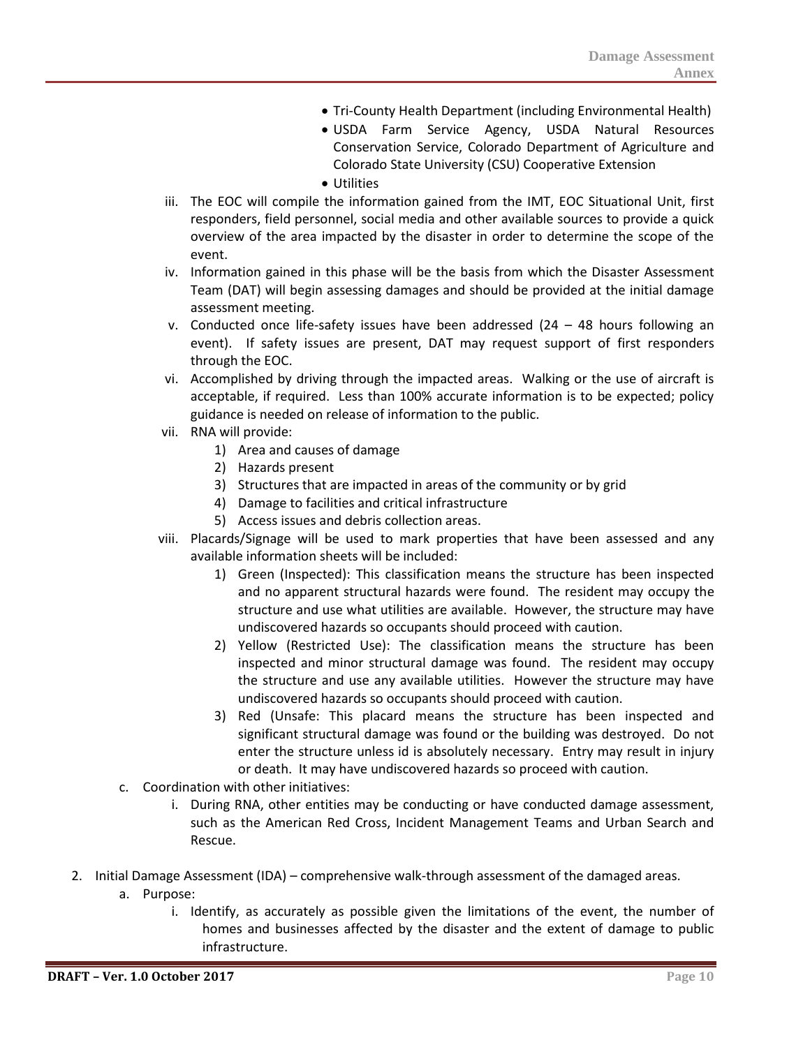- Tri-County Health Department (including Environmental Health)
- USDA Farm Service Agency, USDA Natural Resources Conservation Service, Colorado Department of Agriculture and Colorado State University (CSU) Cooperative Extension
- Utilities

iii. The EOC will compile the information gained from the IMT, EOC Situational Unit, first responders, field personnel, social media and other available sources to provide a quick overview of the area impacted by the disaster in order to determine the scope of the event.

iv. Information gained in this phase will be the basis from which the Disaster Assessment Team (DAT) will begin assessing damages and should be provided at the initial damage assessment meeting.

v. Conducted once life-safety issues have been addressed (24 – 48 hours following an event). If safety issues are present, DAT may request support of first responders through the EOC.

vi. Accomplished by driving through the impacted areas. Walking or the use of aircraft is acceptable, if required. Less than 100% accurate information is to be expected; policy guidance is needed on release of information to the public.

vii. RNA will provide:
   1) Area and causes of damage
   2) Hazards present
   3) Structures that are impacted in areas of the community or by grid
   4) Damage to facilities and critical infrastructure
   5) Access issues and debris collection areas.

viii. Placards/Signage will be used to mark properties that have been assessed and any available information sheets will be included:
   1) Green (Inspected): This classification means the structure has been inspected and no apparent structural hazards were found. The resident may occupy the structure and use what utilities are available. However, the structure may have undiscovered hazards so occupants should proceed with caution.
   2) Yellow (Restricted Use): The classification means the structure has been inspected and minor structural damage was found. The resident may occupy the structure and use any available utilities. However the structure may have undiscovered hazards so occupants should proceed with caution.
   3) Red (Unsafe: This placard means the structure has been inspected and significant structural damage was found or the building was destroyed. Do not enter the structure unless id is absolutely necessary. Entry may result in injury or death. It may have undiscovered hazards so proceed with caution.

c. Coordination with other initiatives:
   i. During RNA, other entities may be conducting or have conducted damage assessment, such as the American Red Cross, Incident Management Teams and Urban Search and Rescue.

2. Initial Damage Assessment (IDA) – comprehensive walk-through assessment of the damaged areas.
   a. Purpose:
      i. Identify, as accurately as possible given the limitations of the event, the number of homes and businesses affected by the disaster and the extent of damage to public infrastructure.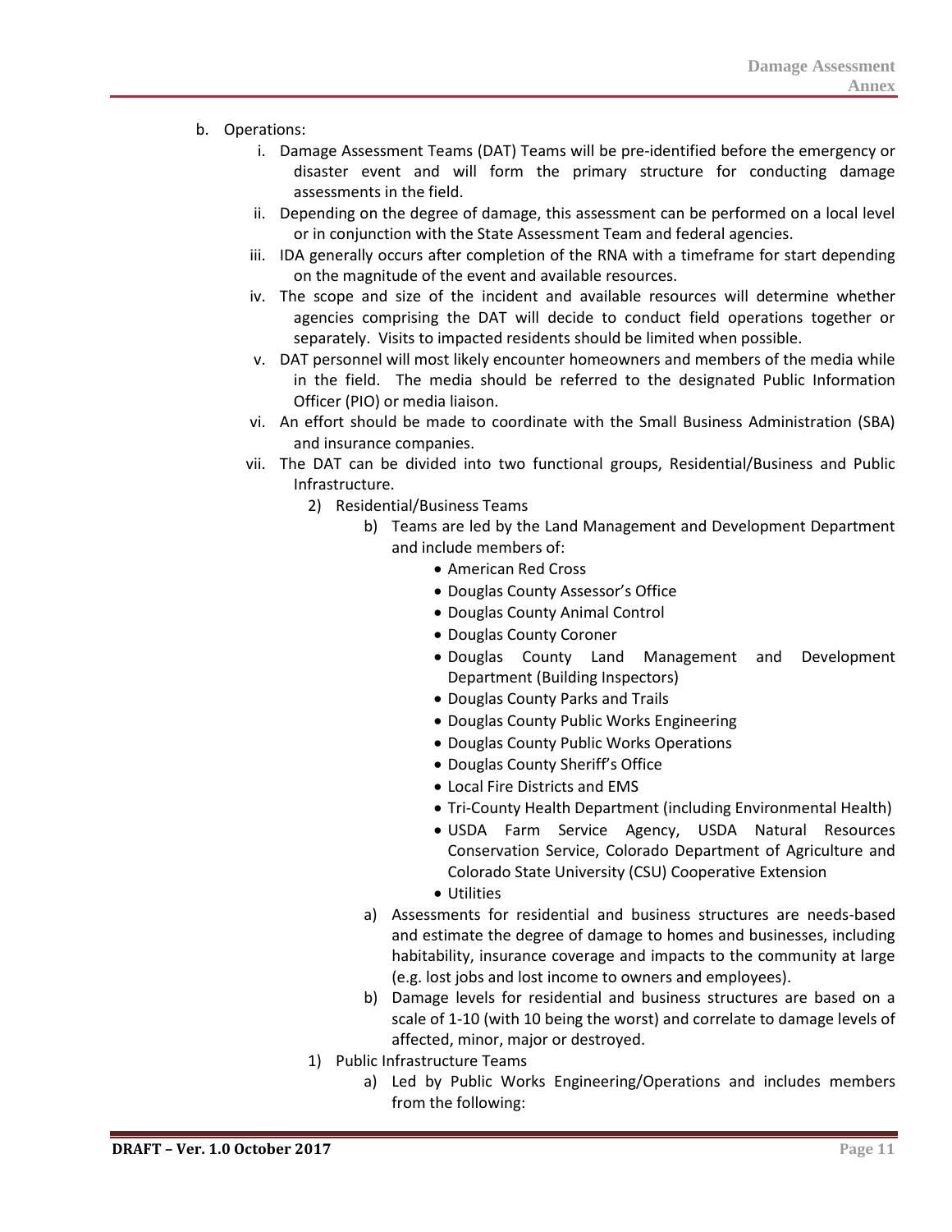b. Operations:

   i. Damage Assessment Teams (DAT) Teams will be pre-identified before the emergency or disaster event and will form the primary structure for conducting damage assessments in the field.

   ii. Depending on the degree of damage, this assessment can be performed on a local level or in conjunction with the State Assessment Team and federal agencies.

   iii. IDA generally occurs after completion of the RNA with a timeframe for start depending on the magnitude of the event and available resources.

   iv. The scope and size of the incident and available resources will determine whether agencies comprising the DAT will decide to conduct field operations together or separately. Visits to impacted residents should be limited when possible.

   v. DAT personnel will most likely encounter homeowners and members of the media while in the field. The media should be referred to the designated Public Information Officer (PIO) or media liaison.

   vi. An effort should be made to coordinate with the Small Business Administration (SBA) and insurance companies.

   vii. The DAT can be divided into two functional groups, Residential/Business and Public Infrastructure.

      2) Residential/Business Teams

         b) Teams are led by the Land Management and Development Department and include members of:

            - American Red Cross
            - Douglas County Assessor's Office
            - Douglas County Animal Control
            - Douglas County Coroner
            - Douglas County Land Management and Development Department (Building Inspectors)
            - Douglas County Parks and Trails
            - Douglas County Public Works Engineering
            - Douglas County Public Works Operations
            - Douglas County Sheriff's Office
            - Local Fire Districts and EMS
            - Tri-County Health Department (including Environmental Health)
            - USDA Farm Service Agency, USDA Natural Resources Conservation Service, Colorado Department of Agriculture and Colorado State University (CSU) Cooperative Extension
            - Utilities

         a) Assessments for residential and business structures are needs-based and estimate the degree of damage to homes and businesses, including habitability, insurance coverage and impacts to the community at large (e.g. lost jobs and lost income to owners and employees).

         b) Damage levels for residential and business structures are based on a scale of 1-10 (with 10 being the worst) and correlate to damage levels of affected, minor, major or destroyed.

      1) Public Infrastructure Teams

         a) Led by Public Works Engineering/Operations and includes members from the following: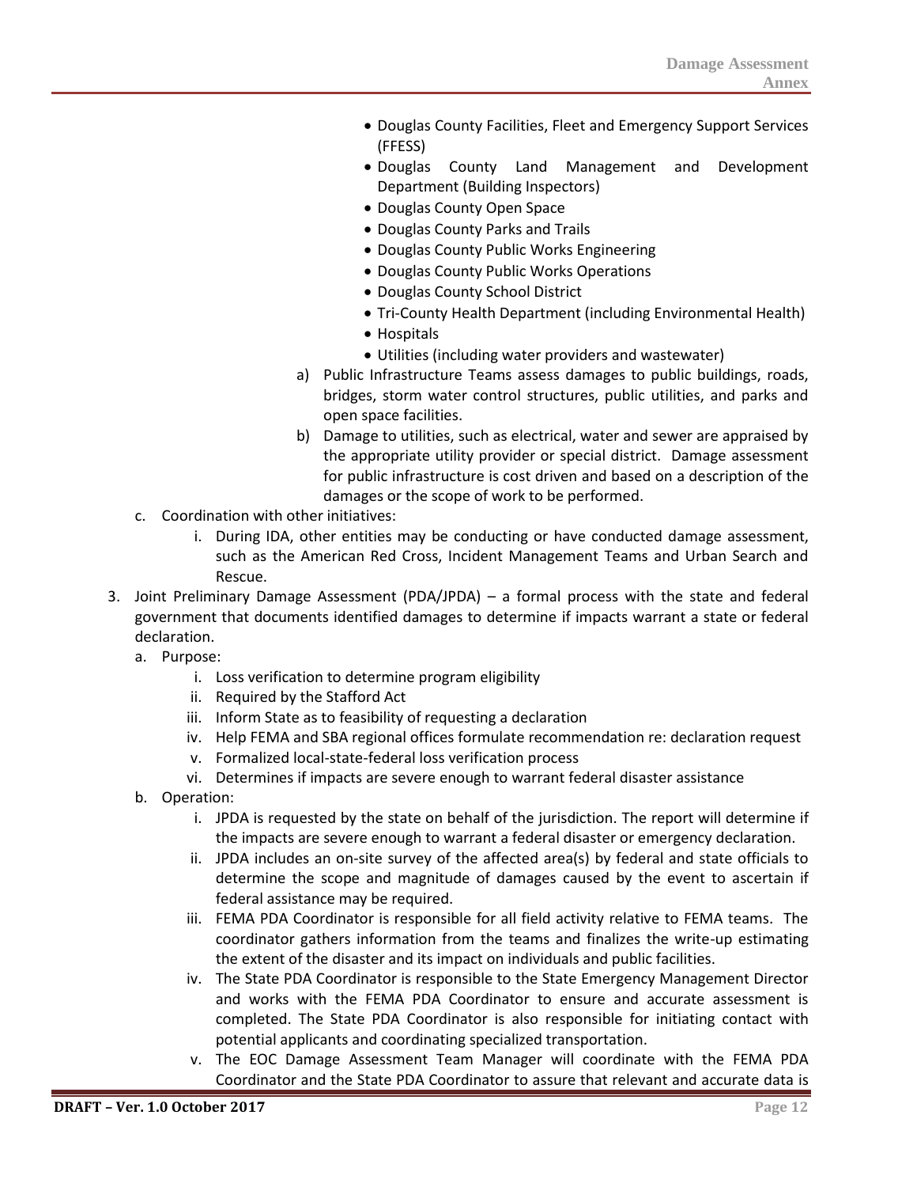- Douglas County Facilities, Fleet and Emergency Support Services (FFESS)
- Douglas County Land Management and Development Department (Building Inspectors)
- Douglas County Open Space
- Douglas County Parks and Trails
- Douglas County Public Works Engineering
- Douglas County Public Works Operations
- Douglas County School District
- Tri-County Health Department (including Environmental Health)
- Hospitals
- Utilities (including water providers and wastewater)

a) Public Infrastructure Teams assess damages to public buildings, roads, bridges, storm water control structures, public utilities, and parks and open space facilities.

b) Damage to utilities, such as electrical, water and sewer are appraised by the appropriate utility provider or special district. Damage assessment for public infrastructure is cost driven and based on a description of the damages or the scope of work to be performed.

c. Coordination with other initiatives:

   i. During IDA, other entities may be conducting or have conducted damage assessment, such as the American Red Cross, Incident Management Teams and Urban Search and Rescue.

3. Joint Preliminary Damage Assessment (PDA/JPDA) – a formal process with the state and federal government that documents identified damages to determine if impacts warrant a state or federal declaration.

   a. Purpose:

      i. Loss verification to determine program eligibility
      ii. Required by the Stafford Act
      iii. Inform State as to feasibility of requesting a declaration
      iv. Help FEMA and SBA regional offices formulate recommendation re: declaration request
      v. Formalized local-state-federal loss verification process
      vi. Determines if impacts are severe enough to warrant federal disaster assistance

   b. Operation:

      i. JPDA is requested by the state on behalf of the jurisdiction. The report will determine if the impacts are severe enough to warrant a federal disaster or emergency declaration.
      ii. JPDA includes an on-site survey of the affected area(s) by federal and state officials to determine the scope and magnitude of damages caused by the event to ascertain if federal assistance may be required.
      iii. FEMA PDA Coordinator is responsible for all field activity relative to FEMA teams. The coordinator gathers information from the teams and finalizes the write-up estimating the extent of the disaster and its impact on individuals and public facilities.
      iv. The State PDA Coordinator is responsible to the State Emergency Management Director and works with the FEMA PDA Coordinator to ensure and accurate assessment is completed. The State PDA Coordinator is also responsible for initiating contact with potential applicants and coordinating specialized transportation.
      v. The EOC Damage Assessment Team Manager will coordinate with the FEMA PDA Coordinator and the State PDA Coordinator to assure that relevant and accurate data is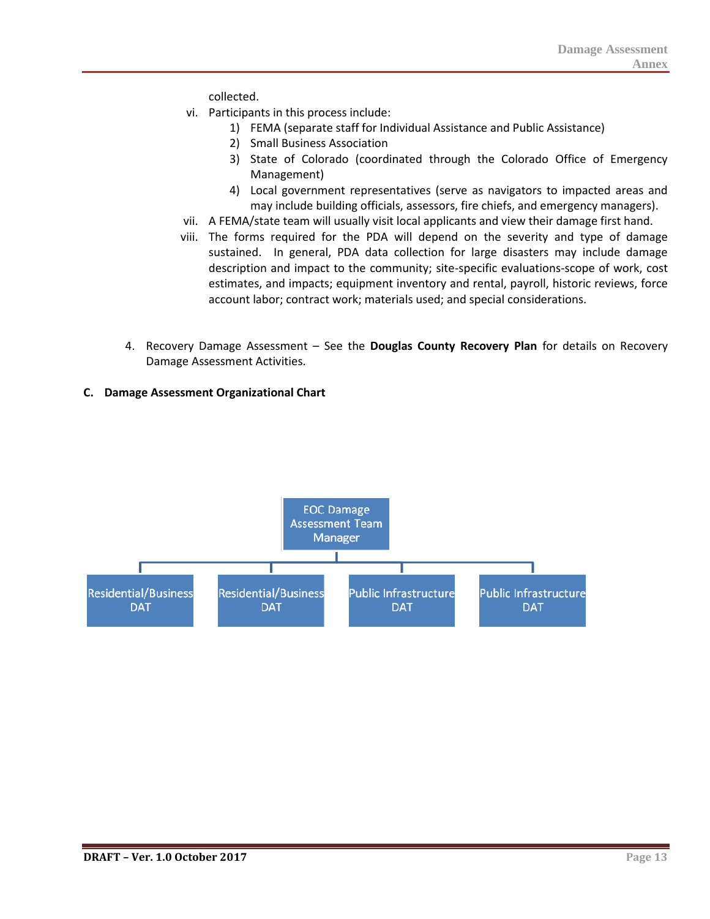collected.

vi. Participants in this process include:
   1) FEMA (separate staff for Individual Assistance and Public Assistance)
   2) Small Business Association
   3) State of Colorado (coordinated through the Colorado Office of Emergency Management)
   4) Local government representatives (serve as navigators to impacted areas and may include building officials, assessors, fire chiefs, and emergency managers).

vii. A FEMA/state team will usually visit local applicants and view their damage first hand.

viii. The forms required for the PDA will depend on the severity and type of damage sustained. In general, PDA data collection for large disasters may include damage description and impact to the community; site-specific evaluations-scope of work, cost estimates, and impacts; equipment inventory and rental, payroll, historic reviews, force account labor; contract work; materials used; and special considerations.

4. Recovery Damage Assessment – See the **Douglas County Recovery Plan** for details on Recovery Damage Assessment Activities.

## C. Damage Assessment Organizational Chart

EOC Damage Assessment Team Manager

Residential/Business DAT

Residential/Business DAT

Public Infrastructure DAT

Public Infrastructure DAT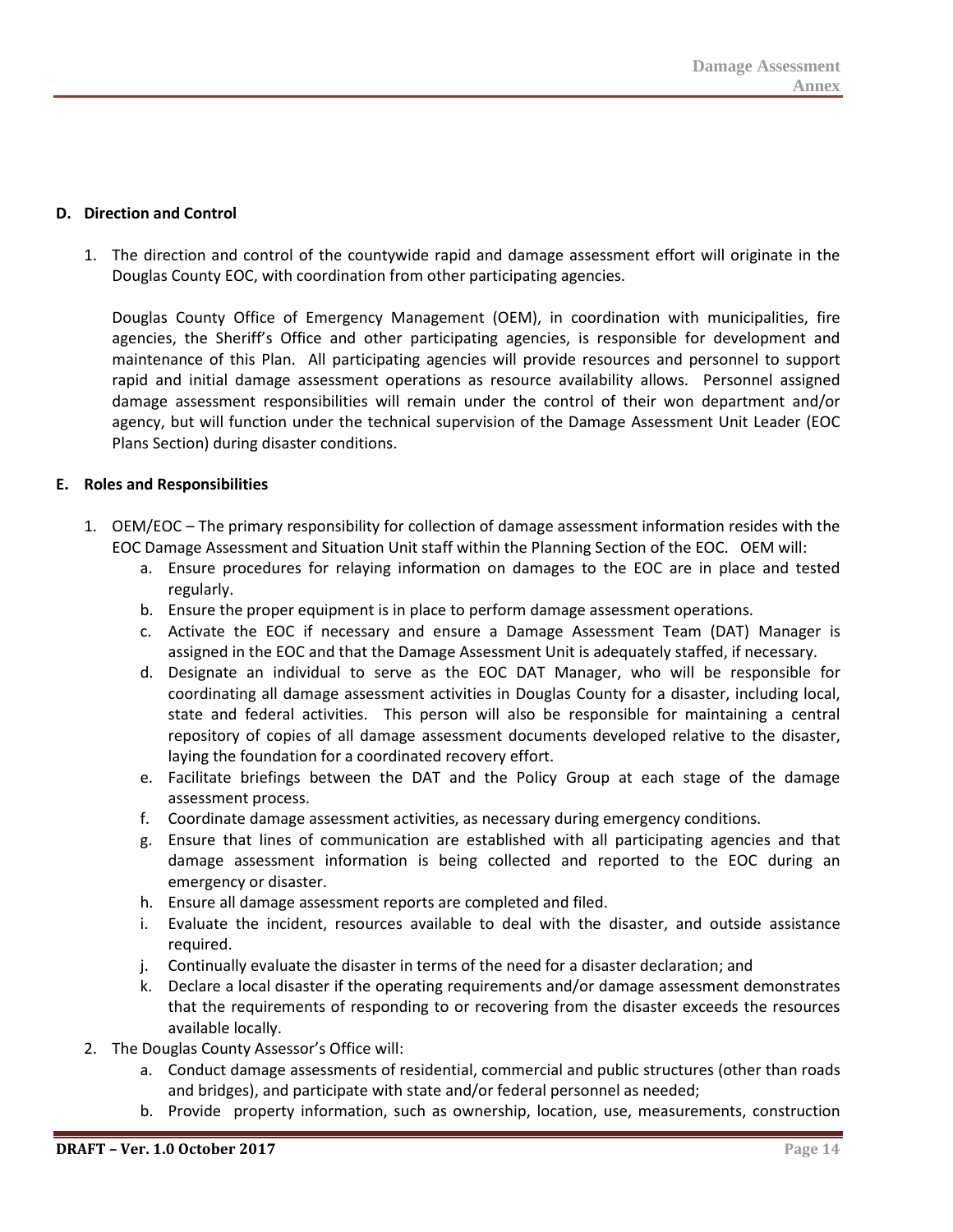**D. Direction and Control**

1. The direction and control of the countywide rapid and damage assessment effort will originate in the Douglas County EOC, with coordination from other participating agencies.

   Douglas County Office of Emergency Management (OEM), in coordination with municipalities, fire agencies, the Sheriff's Office and other participating agencies, is responsible for development and maintenance of this Plan. All participating agencies will provide resources and personnel to support rapid and initial damage assessment operations as resource availability allows. Personnel assigned damage assessment responsibilities will remain under the control of their won department and/or agency, but will function under the technical supervision of the Damage Assessment Unit Leader (EOC Plans Section) during disaster conditions.

**E. Roles and Responsibilities**

1. OEM/EOC – The primary responsibility for collection of damage assessment information resides with the EOC Damage Assessment and Situation Unit staff within the Planning Section of the EOC. OEM will:
   a. Ensure procedures for relaying information on damages to the EOC are in place and tested regularly.
   b. Ensure the proper equipment is in place to perform damage assessment operations.
   c. Activate the EOC if necessary and ensure a Damage Assessment Team (DAT) Manager is assigned in the EOC and that the Damage Assessment Unit is adequately staffed, if necessary.
   d. Designate an individual to serve as the EOC DAT Manager, who will be responsible for coordinating all damage assessment activities in Douglas County for a disaster, including local, state and federal activities. This person will also be responsible for maintaining a central repository of copies of all damage assessment documents developed relative to the disaster, laying the foundation for a coordinated recovery effort.
   e. Facilitate briefings between the DAT and the Policy Group at each stage of the damage assessment process.
   f. Coordinate damage assessment activities, as necessary during emergency conditions.
   g. Ensure that lines of communication are established with all participating agencies and that damage assessment information is being collected and reported to the EOC during an emergency or disaster.
   h. Ensure all damage assessment reports are completed and filed.
   i. Evaluate the incident, resources available to deal with the disaster, and outside assistance required.
   j. Continually evaluate the disaster in terms of the need for a disaster declaration; and
   k. Declare a local disaster if the operating requirements and/or damage assessment demonstrates that the requirements of responding to or recovering from the disaster exceeds the resources available locally.
2. The Douglas County Assessor's Office will:
   a. Conduct damage assessments of residential, commercial and public structures (other than roads and bridges), and participate with state and/or federal personnel as needed;
   b. Provide property information, such as ownership, location, use, measurements, construction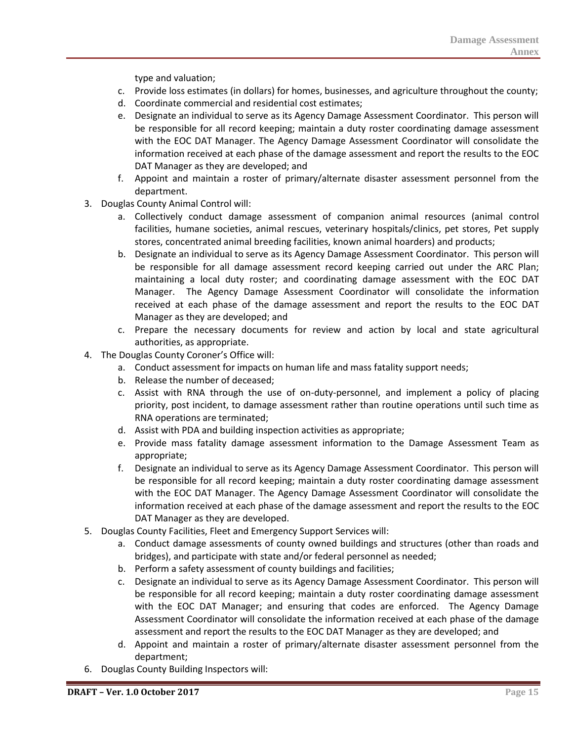type and valuation;

   c. Provide loss estimates (in dollars) for homes, businesses, and agriculture throughout the county;
   d. Coordinate commercial and residential cost estimates;
   e. Designate an individual to serve as its Agency Damage Assessment Coordinator. This person will be responsible for all record keeping; maintain a duty roster coordinating damage assessment with the EOC DAT Manager. The Agency Damage Assessment Coordinator will consolidate the information received at each phase of the damage assessment and report the results to the EOC DAT Manager as they are developed; and
   f. Appoint and maintain a roster of primary/alternate disaster assessment personnel from the department.

3. Douglas County Animal Control will:
   a. Collectively conduct damage assessment of companion animal resources (animal control facilities, humane societies, animal rescues, veterinary hospitals/clinics, pet stores, Pet supply stores, concentrated animal breeding facilities, known animal hoarders) and products;
   b. Designate an individual to serve as its Agency Damage Assessment Coordinator. This person will be responsible for all damage assessment record keeping carried out under the ARC Plan; maintaining a local duty roster; and coordinating damage assessment with the EOC DAT Manager. The Agency Damage Assessment Coordinator will consolidate the information received at each phase of the damage assessment and report the results to the EOC DAT Manager as they are developed; and
   c. Prepare the necessary documents for review and action by local and state agricultural authorities, as appropriate.

4. The Douglas County Coroner's Office will:
   a. Conduct assessment for impacts on human life and mass fatality support needs;
   b. Release the number of deceased;
   c. Assist with RNA through the use of on-duty-personnel, and implement a policy of placing priority, post incident, to damage assessment rather than routine operations until such time as RNA operations are terminated;
   d. Assist with PDA and building inspection activities as appropriate;
   e. Provide mass fatality damage assessment information to the Damage Assessment Team as appropriate;
   f. Designate an individual to serve as its Agency Damage Assessment Coordinator. This person will be responsible for all record keeping; maintain a duty roster coordinating damage assessment with the EOC DAT Manager. The Agency Damage Assessment Coordinator will consolidate the information received at each phase of the damage assessment and report the results to the EOC DAT Manager as they are developed.

5. Douglas County Facilities, Fleet and Emergency Support Services will:
   a. Conduct damage assessments of county owned buildings and structures (other than roads and bridges), and participate with state and/or federal personnel as needed;
   b. Perform a safety assessment of county buildings and facilities;
   c. Designate an individual to serve as its Agency Damage Assessment Coordinator. This person will be responsible for all record keeping; maintain a duty roster coordinating damage assessment with the EOC DAT Manager; and ensuring that codes are enforced. The Agency Damage Assessment Coordinator will consolidate the information received at each phase of the damage assessment and report the results to the EOC DAT Manager as they are developed; and
   d. Appoint and maintain a roster of primary/alternate disaster assessment personnel from the department;

6. Douglas County Building Inspectors will: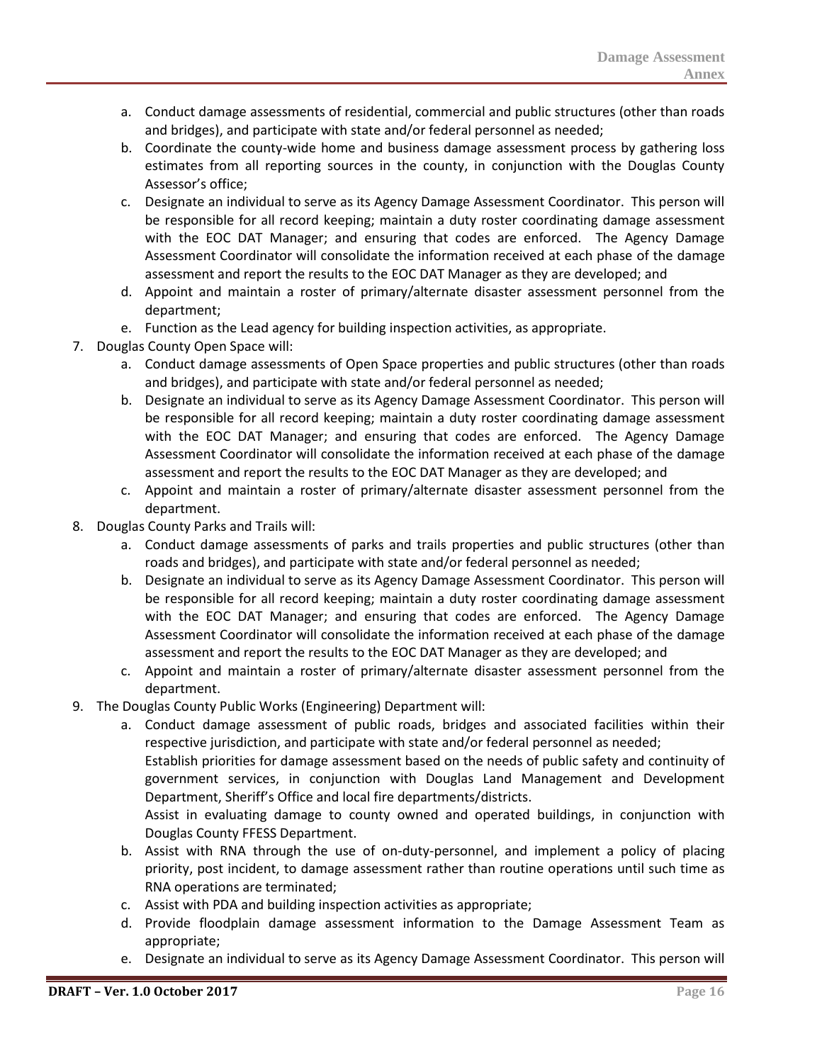a. Conduct damage assessments of residential, commercial and public structures (other than roads and bridges), and participate with state and/or federal personnel as needed;
   b. Coordinate the county-wide home and business damage assessment process by gathering loss estimates from all reporting sources in the county, in conjunction with the Douglas County Assessor's office;
   c. Designate an individual to serve as its Agency Damage Assessment Coordinator. This person will be responsible for all record keeping; maintain a duty roster coordinating damage assessment with the EOC DAT Manager; and ensuring that codes are enforced. The Agency Damage Assessment Coordinator will consolidate the information received at each phase of the damage assessment and report the results to the EOC DAT Manager as they are developed; and
   d. Appoint and maintain a roster of primary/alternate disaster assessment personnel from the department;
   e. Function as the Lead agency for building inspection activities, as appropriate.

7. Douglas County Open Space will:
   a. Conduct damage assessments of Open Space properties and public structures (other than roads and bridges), and participate with state and/or federal personnel as needed;
   b. Designate an individual to serve as its Agency Damage Assessment Coordinator. This person will be responsible for all record keeping; maintain a duty roster coordinating damage assessment with the EOC DAT Manager; and ensuring that codes are enforced. The Agency Damage Assessment Coordinator will consolidate the information received at each phase of the damage assessment and report the results to the EOC DAT Manager as they are developed; and
   c. Appoint and maintain a roster of primary/alternate disaster assessment personnel from the department.

8. Douglas County Parks and Trails will:
   a. Conduct damage assessments of parks and trails properties and public structures (other than roads and bridges), and participate with state and/or federal personnel as needed;
   b. Designate an individual to serve as its Agency Damage Assessment Coordinator. This person will be responsible for all record keeping; maintain a duty roster coordinating damage assessment with the EOC DAT Manager; and ensuring that codes are enforced. The Agency Damage Assessment Coordinator will consolidate the information received at each phase of the damage assessment and report the results to the EOC DAT Manager as they are developed; and
   c. Appoint and maintain a roster of primary/alternate disaster assessment personnel from the department.

9. The Douglas County Public Works (Engineering) Department will:
   a. Conduct damage assessment of public roads, bridges and associated facilities within their respective jurisdiction, and participate with state and/or federal personnel as needed;
      Establish priorities for damage assessment based on the needs of public safety and continuity of government services, in conjunction with Douglas Land Management and Development Department, Sheriff's Office and local fire departments/districts.
      Assist in evaluating damage to county owned and operated buildings, in conjunction with Douglas County FFESS Department.
   b. Assist with RNA through the use of on-duty-personnel, and implement a policy of placing priority, post incident, to damage assessment rather than routine operations until such time as RNA operations are terminated;
   c. Assist with PDA and building inspection activities as appropriate;
   d. Provide floodplain damage assessment information to the Damage Assessment Team as appropriate;
   e. Designate an individual to serve as its Agency Damage Assessment Coordinator. This person will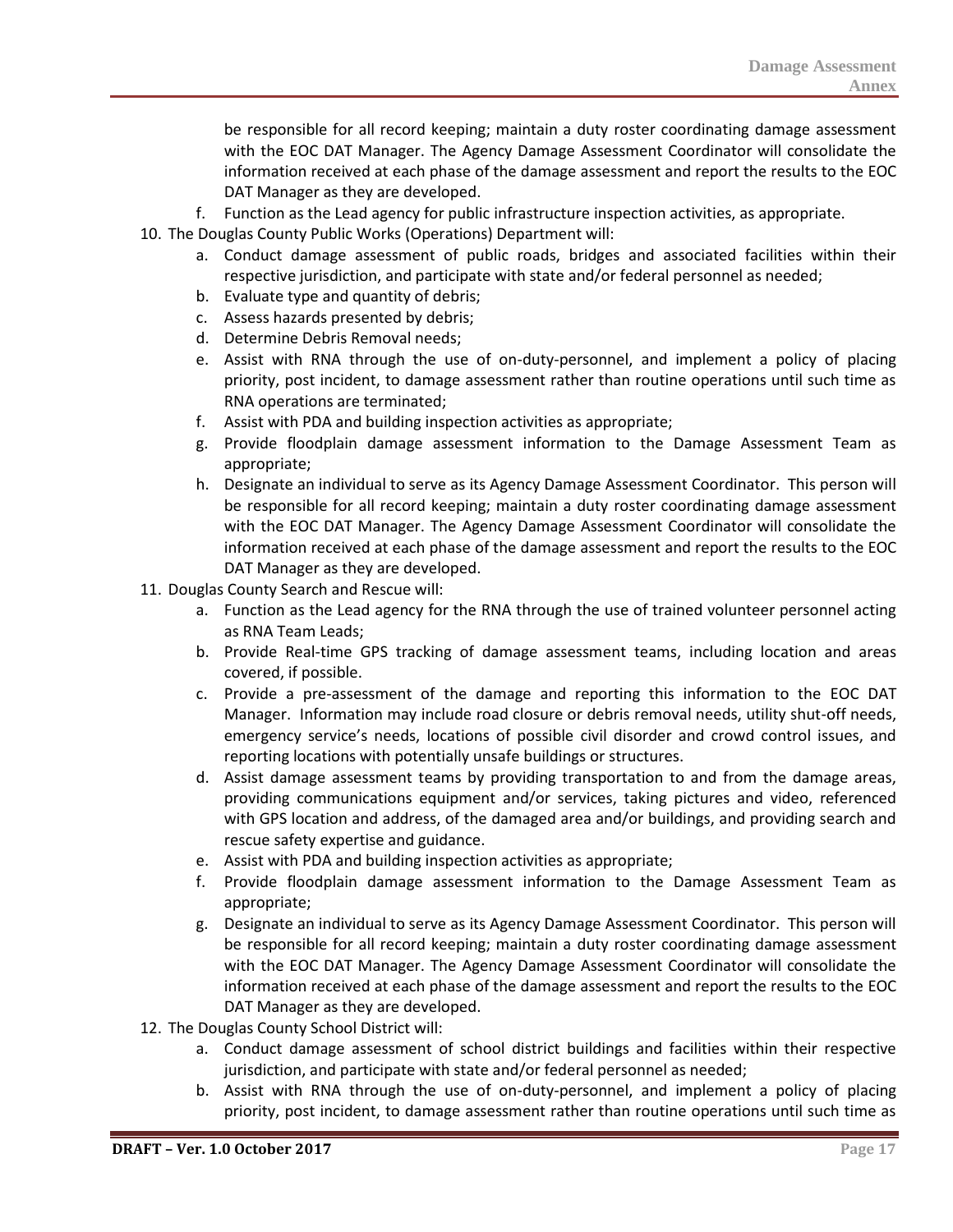be responsible for all record keeping; maintain a duty roster coordinating damage assessment with the EOC DAT Manager. The Agency Damage Assessment Coordinator will consolidate the information received at each phase of the damage assessment and report the results to the EOC DAT Manager as they are developed.

   f. Function as the Lead agency for public infrastructure inspection activities, as appropriate.

10. The Douglas County Public Works (Operations) Department will:
    a. Conduct damage assessment of public roads, bridges and associated facilities within their respective jurisdiction, and participate with state and/or federal personnel as needed;
    b. Evaluate type and quantity of debris;
    c. Assess hazards presented by debris;
    d. Determine Debris Removal needs;
    e. Assist with RNA through the use of on-duty-personnel, and implement a policy of placing priority, post incident, to damage assessment rather than routine operations until such time as RNA operations are terminated;
    f. Assist with PDA and building inspection activities as appropriate;
    g. Provide floodplain damage assessment information to the Damage Assessment Team as appropriate;
    h. Designate an individual to serve as its Agency Damage Assessment Coordinator. This person will be responsible for all record keeping; maintain a duty roster coordinating damage assessment with the EOC DAT Manager. The Agency Damage Assessment Coordinator will consolidate the information received at each phase of the damage assessment and report the results to the EOC DAT Manager as they are developed.

11. Douglas County Search and Rescue will:
    a. Function as the Lead agency for the RNA through the use of trained volunteer personnel acting as RNA Team Leads;
    b. Provide Real-time GPS tracking of damage assessment teams, including location and areas covered, if possible.
    c. Provide a pre-assessment of the damage and reporting this information to the EOC DAT Manager. Information may include road closure or debris removal needs, utility shut-off needs, emergency service's needs, locations of possible civil disorder and crowd control issues, and reporting locations with potentially unsafe buildings or structures.
    d. Assist damage assessment teams by providing transportation to and from the damage areas, providing communications equipment and/or services, taking pictures and video, referenced with GPS location and address, of the damaged area and/or buildings, and providing search and rescue safety expertise and guidance.
    e. Assist with PDA and building inspection activities as appropriate;
    f. Provide floodplain damage assessment information to the Damage Assessment Team as appropriate;
    g. Designate an individual to serve as its Agency Damage Assessment Coordinator. This person will be responsible for all record keeping; maintain a duty roster coordinating damage assessment with the EOC DAT Manager. The Agency Damage Assessment Coordinator will consolidate the information received at each phase of the damage assessment and report the results to the EOC DAT Manager as they are developed.

12. The Douglas County School District will:
    a. Conduct damage assessment of school district buildings and facilities within their respective jurisdiction, and participate with state and/or federal personnel as needed;
    b. Assist with RNA through the use of on-duty-personnel, and implement a policy of placing priority, post incident, to damage assessment rather than routine operations until such time as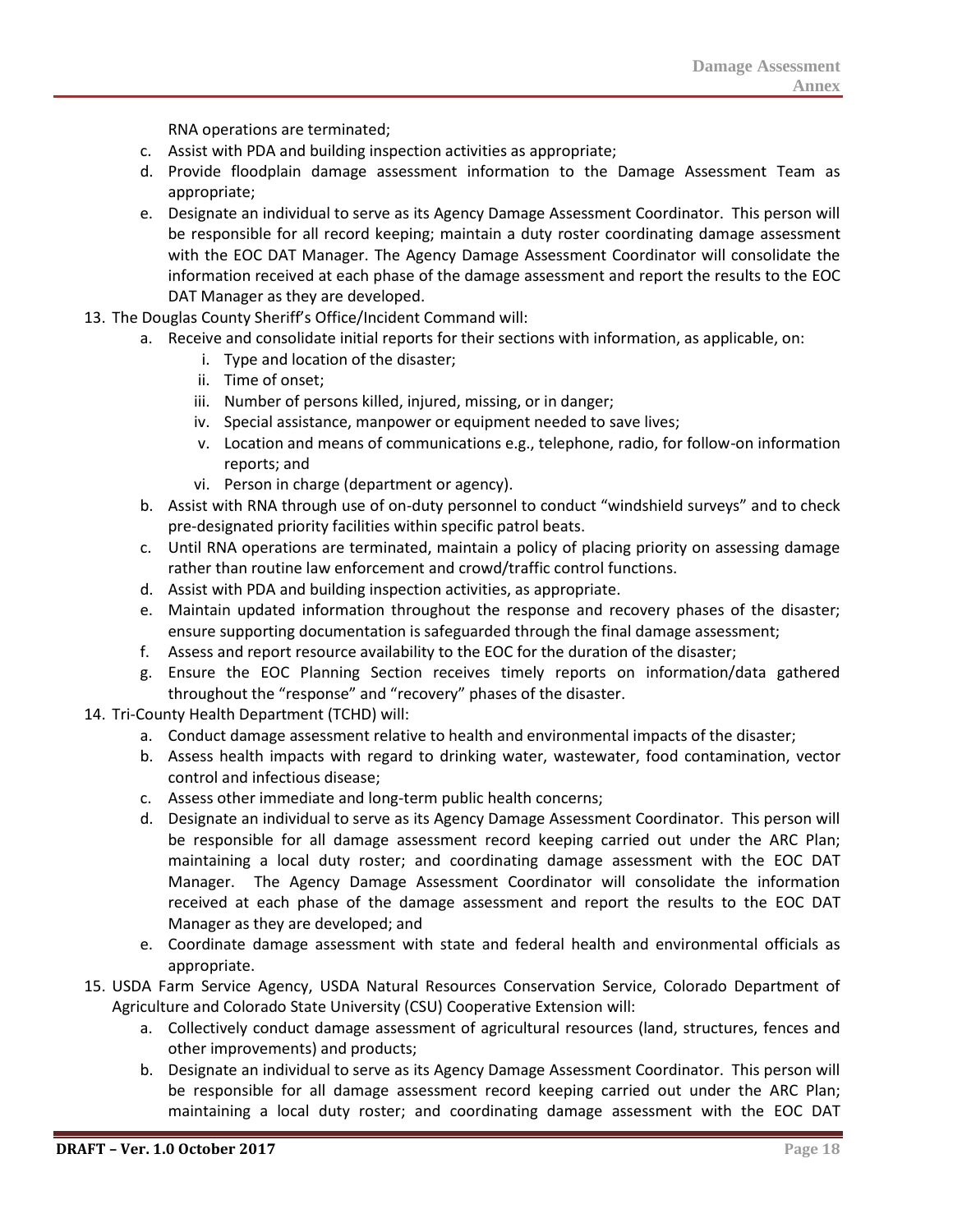RNA operations are terminated;

c. Assist with PDA and building inspection activities as appropriate;
d. Provide floodplain damage assessment information to the Damage Assessment Team as appropriate;
e. Designate an individual to serve as its Agency Damage Assessment Coordinator. This person will be responsible for all record keeping; maintain a duty roster coordinating damage assessment with the EOC DAT Manager. The Agency Damage Assessment Coordinator will consolidate the information received at each phase of the damage assessment and report the results to the EOC DAT Manager as they are developed.

13. The Douglas County Sheriff's Office/Incident Command will:
    a. Receive and consolidate initial reports for their sections with information, as applicable, on:
        i. Type and location of the disaster;
        ii. Time of onset;
        iii. Number of persons killed, injured, missing, or in danger;
        iv. Special assistance, manpower or equipment needed to save lives;
        v. Location and means of communications e.g., telephone, radio, for follow-on information reports; and
        vi. Person in charge (department or agency).
    b. Assist with RNA through use of on-duty personnel to conduct "windshield surveys" and to check pre-designated priority facilities within specific patrol beats.
    c. Until RNA operations are terminated, maintain a policy of placing priority on assessing damage rather than routine law enforcement and crowd/traffic control functions.
    d. Assist with PDA and building inspection activities, as appropriate.
    e. Maintain updated information throughout the response and recovery phases of the disaster; ensure supporting documentation is safeguarded through the final damage assessment;
    f. Assess and report resource availability to the EOC for the duration of the disaster;
    g. Ensure the EOC Planning Section receives timely reports on information/data gathered throughout the "response" and "recovery" phases of the disaster.
14. Tri-County Health Department (TCHD) will:
    a. Conduct damage assessment relative to health and environmental impacts of the disaster;
    b. Assess health impacts with regard to drinking water, wastewater, food contamination, vector control and infectious disease;
    c. Assess other immediate and long-term public health concerns;
    d. Designate an individual to serve as its Agency Damage Assessment Coordinator. This person will be responsible for all damage assessment record keeping carried out under the ARC Plan; maintaining a local duty roster; and coordinating damage assessment with the EOC DAT Manager. The Agency Damage Assessment Coordinator will consolidate the information received at each phase of the damage assessment and report the results to the EOC DAT Manager as they are developed; and
    e. Coordinate damage assessment with state and federal health and environmental officials as appropriate.
15. USDA Farm Service Agency, USDA Natural Resources Conservation Service, Colorado Department of Agriculture and Colorado State University (CSU) Cooperative Extension will:
    a. Collectively conduct damage assessment of agricultural resources (land, structures, fences and other improvements) and products;
    b. Designate an individual to serve as its Agency Damage Assessment Coordinator. This person will be responsible for all damage assessment record keeping carried out under the ARC Plan; maintaining a local duty roster; and coordinating damage assessment with the EOC DAT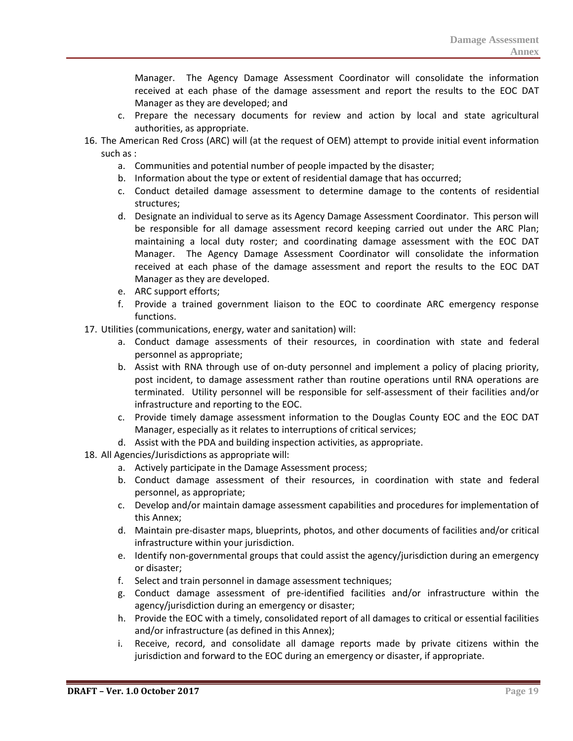Manager. The Agency Damage Assessment Coordinator will consolidate the information received at each phase of the damage assessment and report the results to the EOC DAT Manager as they are developed; and

   c. Prepare the necessary documents for review and action by local and state agricultural authorities, as appropriate.

16. The American Red Cross (ARC) will (at the request of OEM) attempt to provide initial event information such as :
   a. Communities and potential number of people impacted by the disaster;
   b. Information about the type or extent of residential damage that has occurred;
   c. Conduct detailed damage assessment to determine damage to the contents of residential structures;
   d. Designate an individual to serve as its Agency Damage Assessment Coordinator. This person will be responsible for all damage assessment record keeping carried out under the ARC Plan; maintaining a local duty roster; and coordinating damage assessment with the EOC DAT Manager. The Agency Damage Assessment Coordinator will consolidate the information received at each phase of the damage assessment and report the results to the EOC DAT Manager as they are developed.
   e. ARC support efforts;
   f. Provide a trained government liaison to the EOC to coordinate ARC emergency response functions.

17. Utilities (communications, energy, water and sanitation) will:
   a. Conduct damage assessments of their resources, in coordination with state and federal personnel as appropriate;
   b. Assist with RNA through use of on-duty personnel and implement a policy of placing priority, post incident, to damage assessment rather than routine operations until RNA operations are terminated. Utility personnel will be responsible for self-assessment of their facilities and/or infrastructure and reporting to the EOC.
   c. Provide timely damage assessment information to the Douglas County EOC and the EOC DAT Manager, especially as it relates to interruptions of critical services;
   d. Assist with the PDA and building inspection activities, as appropriate.

18. All Agencies/Jurisdictions as appropriate will:
   a. Actively participate in the Damage Assessment process;
   b. Conduct damage assessment of their resources, in coordination with state and federal personnel, as appropriate;
   c. Develop and/or maintain damage assessment capabilities and procedures for implementation of this Annex;
   d. Maintain pre-disaster maps, blueprints, photos, and other documents of facilities and/or critical infrastructure within your jurisdiction.
   e. Identify non-governmental groups that could assist the agency/jurisdiction during an emergency or disaster;
   f. Select and train personnel in damage assessment techniques;
   g. Conduct damage assessment of pre-identified facilities and/or infrastructure within the agency/jurisdiction during an emergency or disaster;
   h. Provide the EOC with a timely, consolidated report of all damages to critical or essential facilities and/or infrastructure (as defined in this Annex);
   i. Receive, record, and consolidate all damage reports made by private citizens within the jurisdiction and forward to the EOC during an emergency or disaster, if appropriate.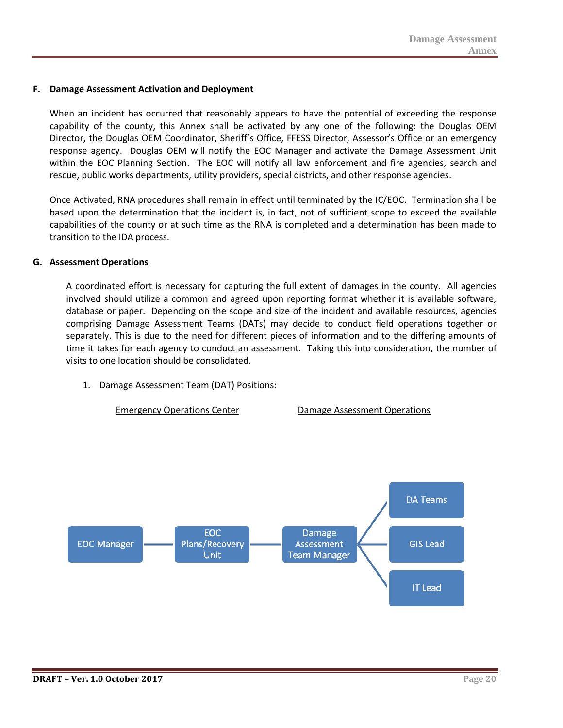### F. Damage Assessment Activation and Deployment

When an incident has occurred that reasonably appears to have the potential of exceeding the response capability of the county, this Annex shall be activated by any one of the following: the Douglas OEM Director, the Douglas OEM Coordinator, Sheriff's Office, FFESS Director, Assessor's Office or an emergency response agency. Douglas OEM will notify the EOC Manager and activate the Damage Assessment Unit within the EOC Planning Section. The EOC will notify all law enforcement and fire agencies, search and rescue, public works departments, utility providers, special districts, and other response agencies.

Once Activated, RNA procedures shall remain in effect until terminated by the IC/EOC. Termination shall be based upon the determination that the incident is, in fact, not of sufficient scope to exceed the available capabilities of the county or at such time as the RNA is completed and a determination has been made to transition to the IDA process.

### G. Assessment Operations

A coordinated effort is necessary for capturing the full extent of damages in the county. All agencies involved should utilize a common and agreed upon reporting format whether it is available software, database or paper. Depending on the scope and size of the incident and available resources, agencies comprising Damage Assessment Teams (DATs) may decide to conduct field operations together or separately. This is due to the need for different pieces of information and to the differing amounts of time it takes for each agency to conduct an assessment. Taking this into consideration, the number of visits to one location should be consolidated.

1. Damage Assessment Team (DAT) Positions:

Emergency Operations Center

Damage Assessment Operations

EOC Manager

EOC Plans/Recovery Unit

Damage Assessment Team Manager

DA Teams

GIS Lead

IT Lead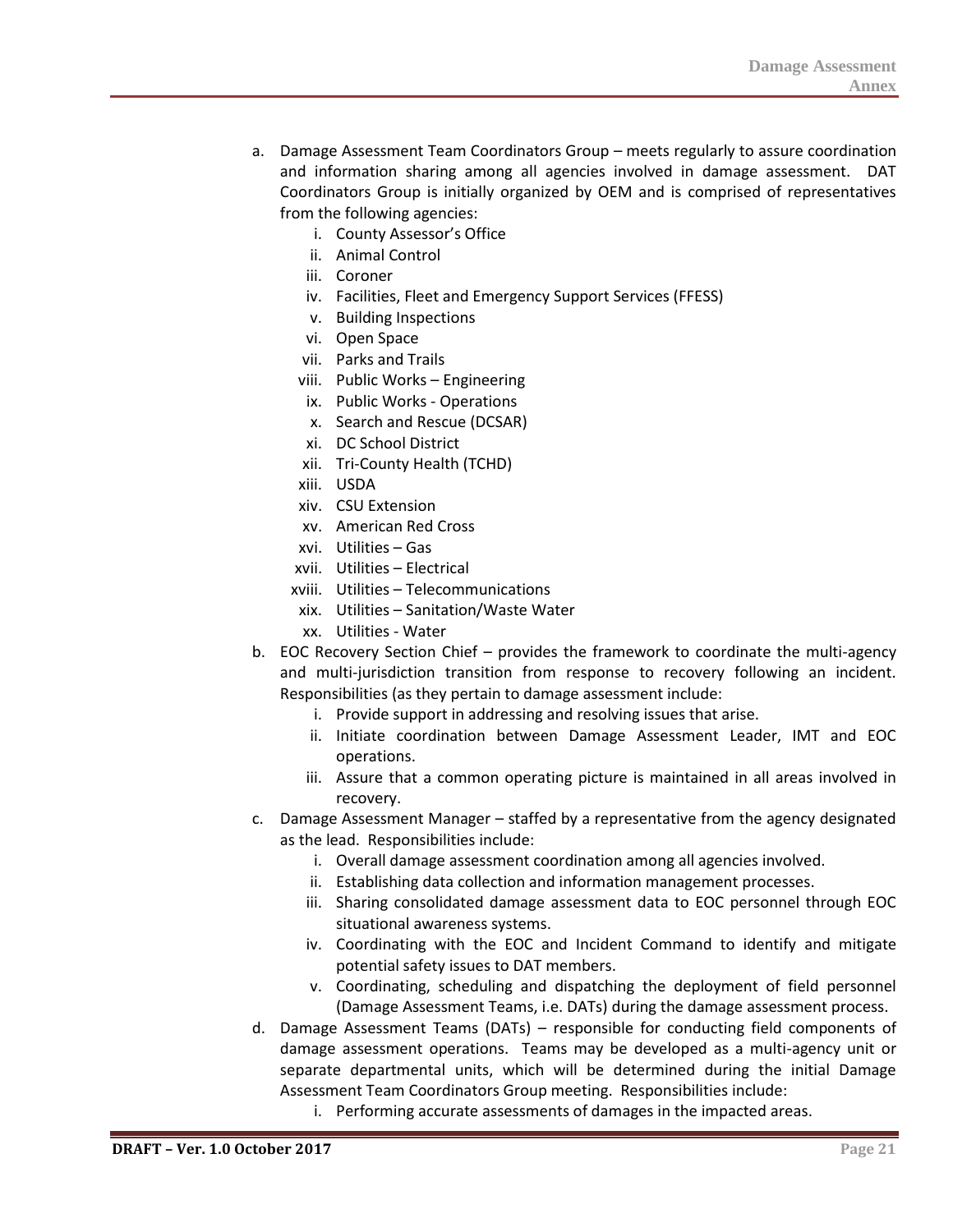a. Damage Assessment Team Coordinators Group – meets regularly to assure coordination and information sharing among all agencies involved in damage assessment. DAT Coordinators Group is initially organized by OEM and is comprised of representatives from the following agencies:
    i. County Assessor's Office
    ii. Animal Control
    iii. Coroner
    iv. Facilities, Fleet and Emergency Support Services (FFESS)
    v. Building Inspections
    vi. Open Space
    vii. Parks and Trails
    viii. Public Works – Engineering
    ix. Public Works - Operations
    x. Search and Rescue (DCSAR)
    xi. DC School District
    xii. Tri-County Health (TCHD)
    xiii. USDA
    xiv. CSU Extension
    xv. American Red Cross
    xvi. Utilities – Gas
    xvii. Utilities – Electrical
    xviii. Utilities – Telecommunications
    xix. Utilities – Sanitation/Waste Water
    xx. Utilities - Water

b. EOC Recovery Section Chief – provides the framework to coordinate the multi-agency and multi-jurisdiction transition from response to recovery following an incident. Responsibilities (as they pertain to damage assessment include:
    i. Provide support in addressing and resolving issues that arise.
    ii. Initiate coordination between Damage Assessment Leader, IMT and EOC operations.
    iii. Assure that a common operating picture is maintained in all areas involved in recovery.

c. Damage Assessment Manager – staffed by a representative from the agency designated as the lead. Responsibilities include:
    i. Overall damage assessment coordination among all agencies involved.
    ii. Establishing data collection and information management processes.
    iii. Sharing consolidated damage assessment data to EOC personnel through EOC situational awareness systems.
    iv. Coordinating with the EOC and Incident Command to identify and mitigate potential safety issues to DAT members.
    v. Coordinating, scheduling and dispatching the deployment of field personnel (Damage Assessment Teams, i.e. DATs) during the damage assessment process.

d. Damage Assessment Teams (DATs) – responsible for conducting field components of damage assessment operations. Teams may be developed as a multi-agency unit or separate departmental units, which will be determined during the initial Damage Assessment Team Coordinators Group meeting. Responsibilities include:
    i. Performing accurate assessments of damages in the impacted areas.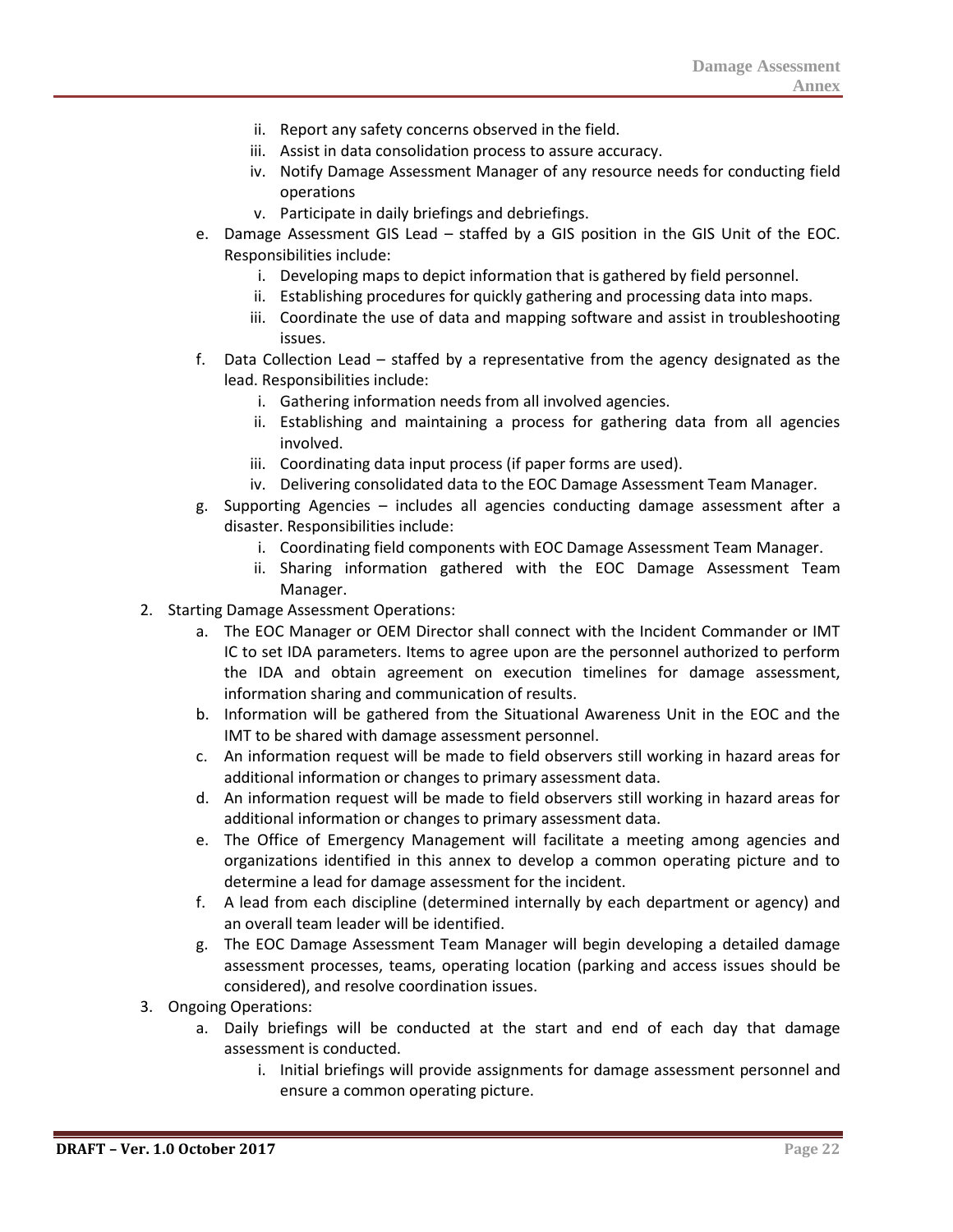ii. Report any safety concerns observed in the field.
    iii. Assist in data consolidation process to assure accuracy.
    iv. Notify Damage Assessment Manager of any resource needs for conducting field operations
    v. Participate in daily briefings and debriefings.

e. Damage Assessment GIS Lead – staffed by a GIS position in the GIS Unit of the EOC. Responsibilities include:
    i. Developing maps to depict information that is gathered by field personnel.
    ii. Establishing procedures for quickly gathering and processing data into maps.
    iii. Coordinate the use of data and mapping software and assist in troubleshooting issues.

f. Data Collection Lead – staffed by a representative from the agency designated as the lead. Responsibilities include:
    i. Gathering information needs from all involved agencies.
    ii. Establishing and maintaining a process for gathering data from all agencies involved.
    iii. Coordinating data input process (if paper forms are used).
    iv. Delivering consolidated data to the EOC Damage Assessment Team Manager.

g. Supporting Agencies – includes all agencies conducting damage assessment after a disaster. Responsibilities include:
    i. Coordinating field components with EOC Damage Assessment Team Manager.
    ii. Sharing information gathered with the EOC Damage Assessment Team Manager.

2. Starting Damage Assessment Operations:
    a. The EOC Manager or OEM Director shall connect with the Incident Commander or IMT IC to set IDA parameters. Items to agree upon are the personnel authorized to perform the IDA and obtain agreement on execution timelines for damage assessment, information sharing and communication of results.
    b. Information will be gathered from the Situational Awareness Unit in the EOC and the IMT to be shared with damage assessment personnel.
    c. An information request will be made to field observers still working in hazard areas for additional information or changes to primary assessment data.
    d. An information request will be made to field observers still working in hazard areas for additional information or changes to primary assessment data.
    e. The Office of Emergency Management will facilitate a meeting among agencies and organizations identified in this annex to develop a common operating picture and to determine a lead for damage assessment for the incident.
    f. A lead from each discipline (determined internally by each department or agency) and an overall team leader will be identified.
    g. The EOC Damage Assessment Team Manager will begin developing a detailed damage assessment processes, teams, operating location (parking and access issues should be considered), and resolve coordination issues.

3. Ongoing Operations:
    a. Daily briefings will be conducted at the start and end of each day that damage assessment is conducted.
        i. Initial briefings will provide assignments for damage assessment personnel and ensure a common operating picture.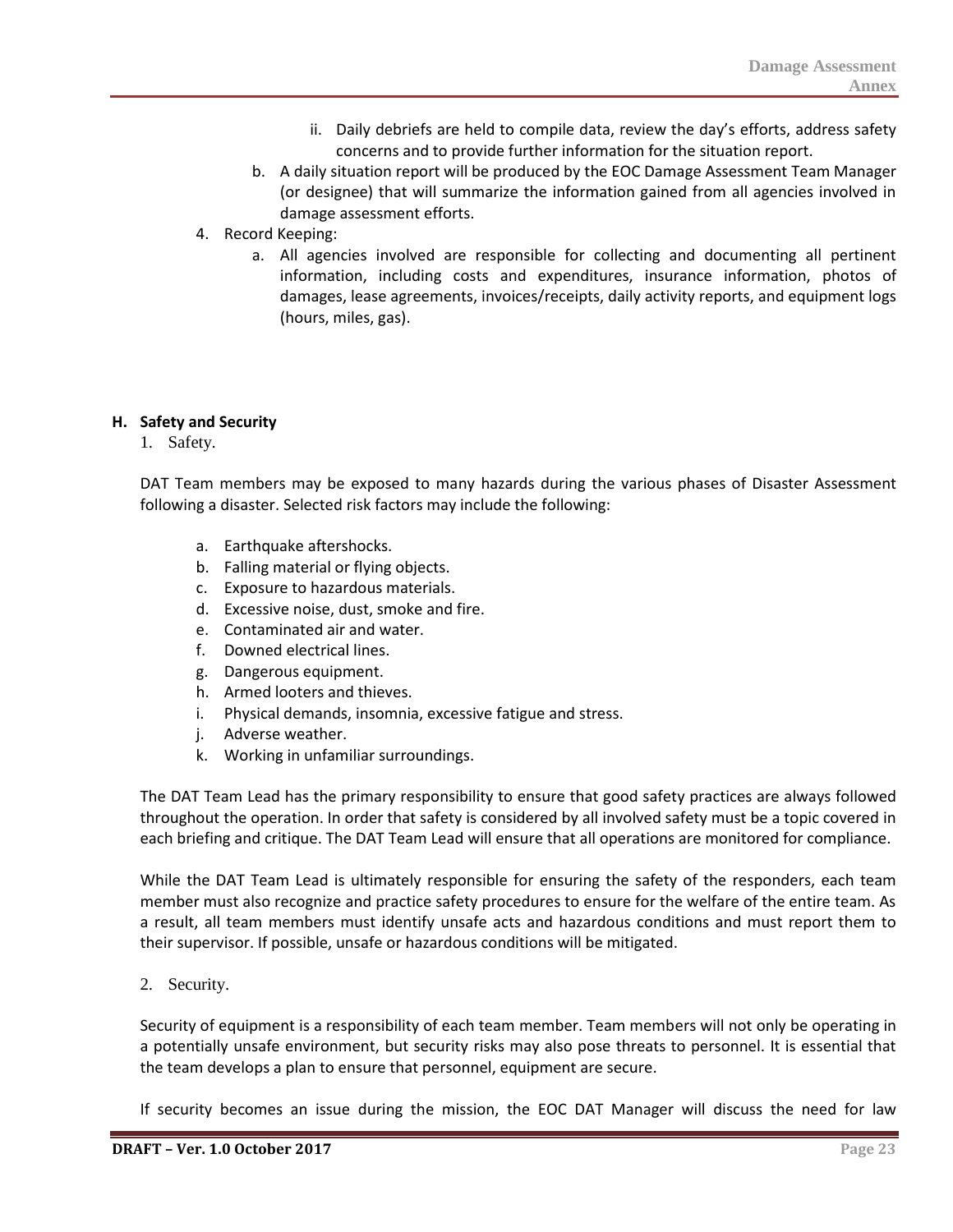ii. Daily debriefs are held to compile data, review the day's efforts, address safety concerns and to provide further information for the situation report.

b. A daily situation report will be produced by the EOC Damage Assessment Team Manager (or designee) that will summarize the information gained from all agencies involved in damage assessment efforts.

4. Record Keeping:
   a. All agencies involved are responsible for collecting and documenting all pertinent information, including costs and expenditures, insurance information, photos of damages, lease agreements, invoices/receipts, daily activity reports, and equipment logs (hours, miles, gas).

**H. Safety and Security**

1. Safety.

DAT Team members may be exposed to many hazards during the various phases of Disaster Assessment following a disaster. Selected risk factors may include the following:

a. Earthquake aftershocks.
b. Falling material or flying objects.
c. Exposure to hazardous materials.
d. Excessive noise, dust, smoke and fire.
e. Contaminated air and water.
f. Downed electrical lines.
g. Dangerous equipment.
h. Armed looters and thieves.
i. Physical demands, insomnia, excessive fatigue and stress.
j. Adverse weather.
k. Working in unfamiliar surroundings.

The DAT Team Lead has the primary responsibility to ensure that good safety practices are always followed throughout the operation. In order that safety is considered by all involved safety must be a topic covered in each briefing and critique. The DAT Team Lead will ensure that all operations are monitored for compliance.

While the DAT Team Lead is ultimately responsible for ensuring the safety of the responders, each team member must also recognize and practice safety procedures to ensure for the welfare of the entire team. As a result, all team members must identify unsafe acts and hazardous conditions and must report them to their supervisor. If possible, unsafe or hazardous conditions will be mitigated.

2. Security.

Security of equipment is a responsibility of each team member. Team members will not only be operating in a potentially unsafe environment, but security risks may also pose threats to personnel. It is essential that the team develops a plan to ensure that personnel, equipment are secure.

If security becomes an issue during the mission, the EOC DAT Manager will discuss the need for law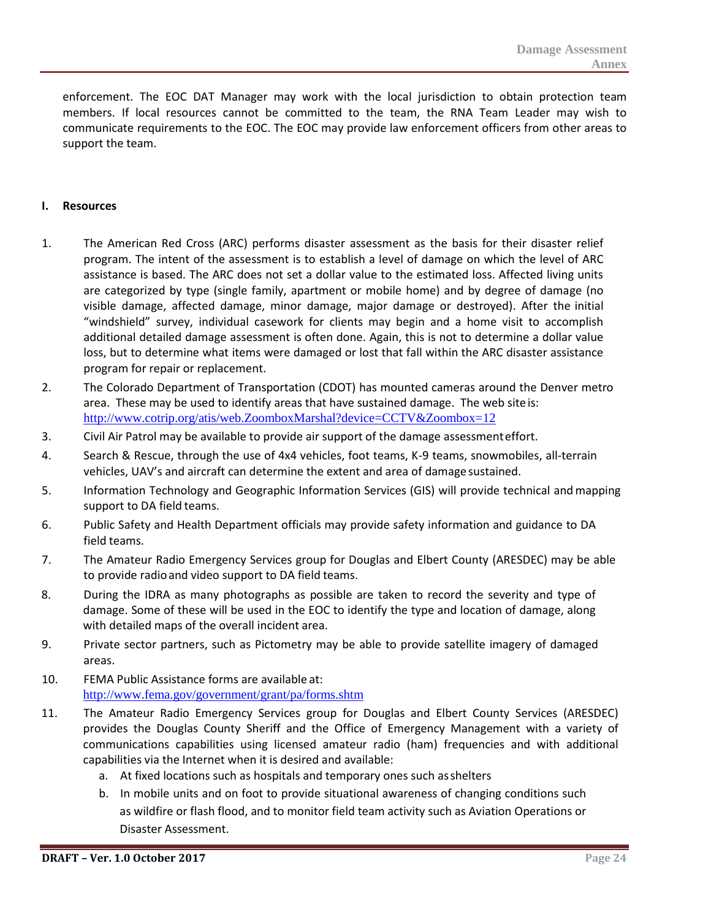enforcement. The EOC DAT Manager may work with the local jurisdiction to obtain protection team members. If local resources cannot be committed to the team, the RNA Team Leader may wish to communicate requirements to the EOC. The EOC may provide law enforcement officers from other areas to support the team.

**I. Resources**

1. The American Red Cross (ARC) performs disaster assessment as the basis for their disaster relief program. The intent of the assessment is to establish a level of damage on which the level of ARC assistance is based. The ARC does not set a dollar value to the estimated loss. Affected living units are categorized by type (single family, apartment or mobile home) and by degree of damage (no visible damage, affected damage, minor damage, major damage or destroyed). After the initial "windshield" survey, individual casework for clients may begin and a home visit to accomplish additional detailed damage assessment is often done. Again, this is not to determine a dollar value loss, but to determine what items were damaged or lost that fall within the ARC disaster assistance program for repair or replacement.
2. The Colorado Department of Transportation (CDOT) has mounted cameras around the Denver metro area. These may be used to identify areas that have sustained damage. The web site is: http://www.cotrip.org/atis/web.ZoomboxMarshal?device=CCTV&Zoombox=12
3. Civil Air Patrol may be available to provide air support of the damage assessment effort.
4. Search & Rescue, through the use of 4x4 vehicles, foot teams, K-9 teams, snowmobiles, all-terrain vehicles, UAV's and aircraft can determine the extent and area of damage sustained.
5. Information Technology and Geographic Information Services (GIS) will provide technical and mapping support to DA field teams.
6. Public Safety and Health Department officials may provide safety information and guidance to DA field teams.
7. The Amateur Radio Emergency Services group for Douglas and Elbert County (ARESDEC) may be able to provide radio and video support to DA field teams.
8. During the IDRA as many photographs as possible are taken to record the severity and type of damage. Some of these will be used in the EOC to identify the type and location of damage, along with detailed maps of the overall incident area.
9. Private sector partners, such as Pictometry may be able to provide satellite imagery of damaged areas.
10. FEMA Public Assistance forms are available at: http://www.fema.gov/government/grant/pa/forms.shtm
11. The Amateur Radio Emergency Services group for Douglas and Elbert County Services (ARESDEC) provides the Douglas County Sheriff and the Office of Emergency Management with a variety of communications capabilities using licensed amateur radio (ham) frequencies and with additional capabilities via the Internet when it is desired and available:
    a. At fixed locations such as hospitals and temporary ones such as shelters
    b. In mobile units and on foot to provide situational awareness of changing conditions such as wildfire or flash flood, and to monitor field team activity such as Aviation Operations or Disaster Assessment.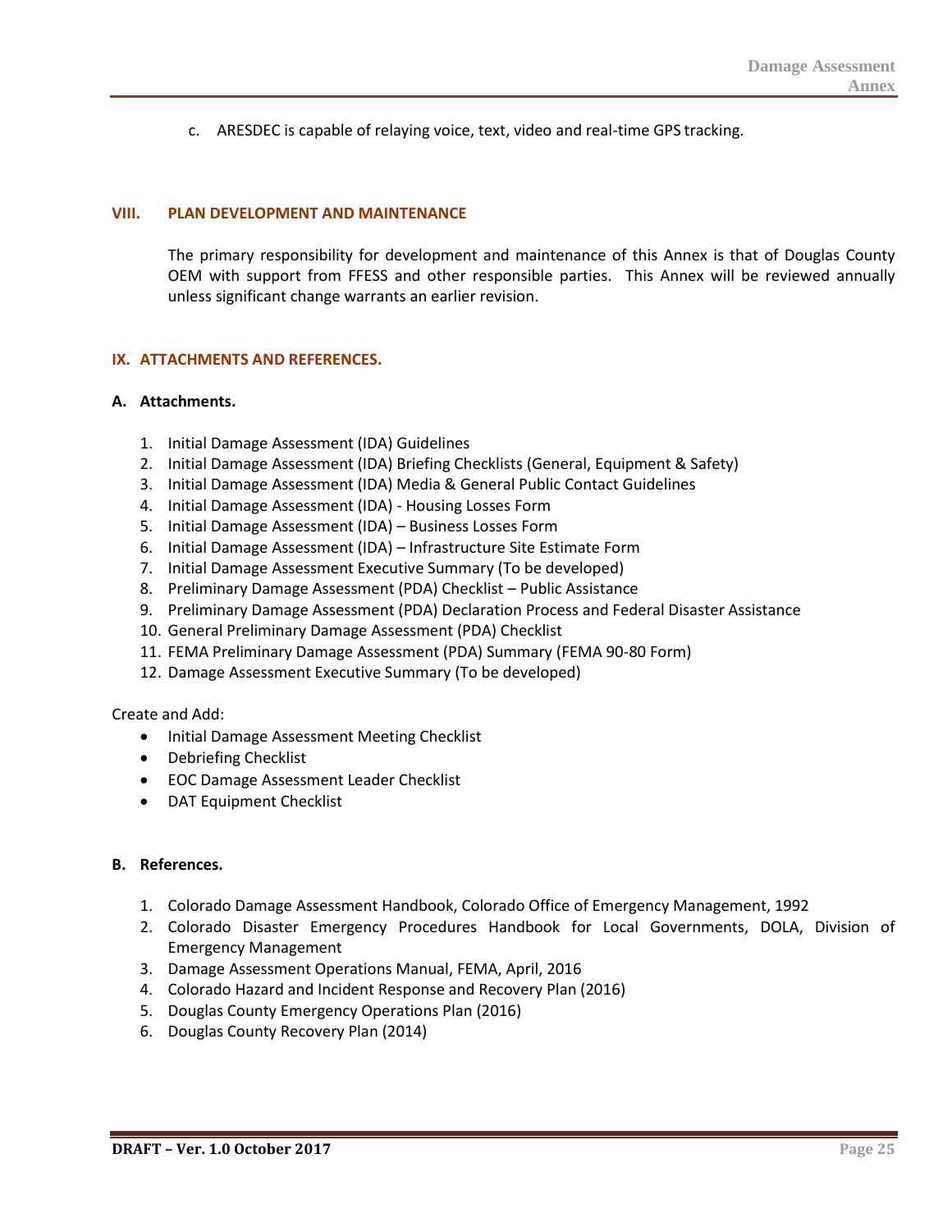c. ARESDEC is capable of relaying voice, text, video and real-time GPS tracking.

## VIII. PLAN DEVELOPMENT AND MAINTENANCE

The primary responsibility for development and maintenance of this Annex is that of Douglas County OEM with support from FFESS and other responsible parties. This Annex will be reviewed annually unless significant change warrants an earlier revision.

## IX. ATTACHMENTS AND REFERENCES.

### A. Attachments.

1. Initial Damage Assessment (IDA) Guidelines
2. Initial Damage Assessment (IDA) Briefing Checklists (General, Equipment & Safety)
3. Initial Damage Assessment (IDA) Media & General Public Contact Guidelines
4. Initial Damage Assessment (IDA) - Housing Losses Form
5. Initial Damage Assessment (IDA) – Business Losses Form
6. Initial Damage Assessment (IDA) – Infrastructure Site Estimate Form
7. Initial Damage Assessment Executive Summary (To be developed)
8. Preliminary Damage Assessment (PDA) Checklist – Public Assistance
9. Preliminary Damage Assessment (PDA) Declaration Process and Federal Disaster Assistance
10. General Preliminary Damage Assessment (PDA) Checklist
11. FEMA Preliminary Damage Assessment (PDA) Summary (FEMA 90-80 Form)
12. Damage Assessment Executive Summary (To be developed)

Create and Add:

- Initial Damage Assessment Meeting Checklist
- Debriefing Checklist
- EOC Damage Assessment Leader Checklist
- DAT Equipment Checklist

### B. References.

1. Colorado Damage Assessment Handbook, Colorado Office of Emergency Management, 1992
2. Colorado Disaster Emergency Procedures Handbook for Local Governments, DOLA, Division of Emergency Management
3. Damage Assessment Operations Manual, FEMA, April, 2016
4. Colorado Hazard and Incident Response and Recovery Plan (2016)
5. Douglas County Emergency Operations Plan (2016)
6. Douglas County Recovery Plan (2014)